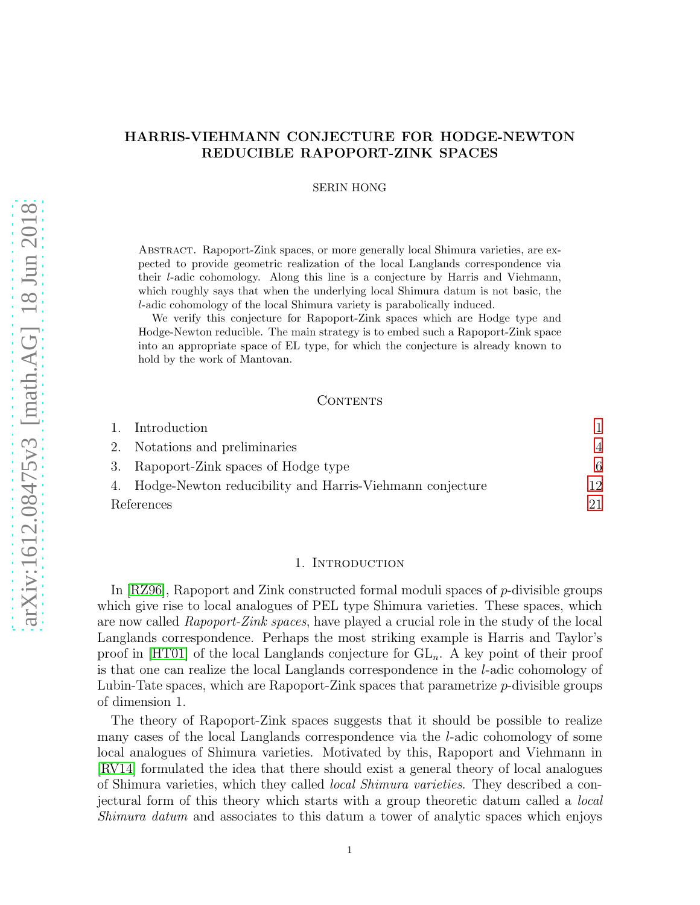# HARRIS-VIEHMANN CONJECTURE FOR HODGE-NEWTON REDUCIBLE RAPOPORT-ZINK SPACES

SERIN HONG

Abstract. Rapoport-Zink spaces, or more generally local Shimura varieties, are expected to provide geometric realization of the local Langlands correspondence via their $l$-adic cohomology. Along this line is a conjecture by Harris and Viehmann, which roughly says that when the underlying local Shimura datum is not basic, the $l$-adic cohomology of the local Shimura variety is parabolically induced.

We verify this conjecture for Rapoport-Zink spaces which are Hodge type and Hodge-Newton reducible. The main strategy is to embed such a Rapoport-Zink space into an appropriate space of EL type, for which the conjecture is already known to hold by the work of Mantovan.

## Contents

1. Introduction — 1
2. Notations and preliminaries — 4
3. Rapoport-Zink spaces of Hodge type — 6
4. Hodge-Newton reducibility and Harris-Viehmann conjecture — 12

References — 21

## 1. Introduction

In [RZ96], Rapoport and Zink constructed formal moduli spaces of $p$-divisible groups which give rise to local analogues of PEL type Shimura varieties. These spaces, which are now called *Rapoport-Zink spaces*, have played a crucial role in the study of the local Langlands correspondence. Perhaps the most striking example is Harris and Taylor's proof in [HT01] of the local Langlands conjecture for $\mathrm{GL}_n$. A key point of their proof is that one can realize the local Langlands correspondence in the $l$-adic cohomology of Lubin-Tate spaces, which are Rapoport-Zink spaces that parametrize $p$-divisible groups of dimension 1.

The theory of Rapoport-Zink spaces suggests that it should be possible to realize many cases of the local Langlands correspondence via the $l$-adic cohomology of some local analogues of Shimura varieties. Motivated by this, Rapoport and Viehmann in [RV14] formulated the idea that there should exist a general theory of local analogues of Shimura varieties, which they called *local Shimura varieties*. They described a conjectural form of this theory which starts with a group theoretic datum called a *local Shimura datum* and associates to this datum a tower of analytic spaces which enjoys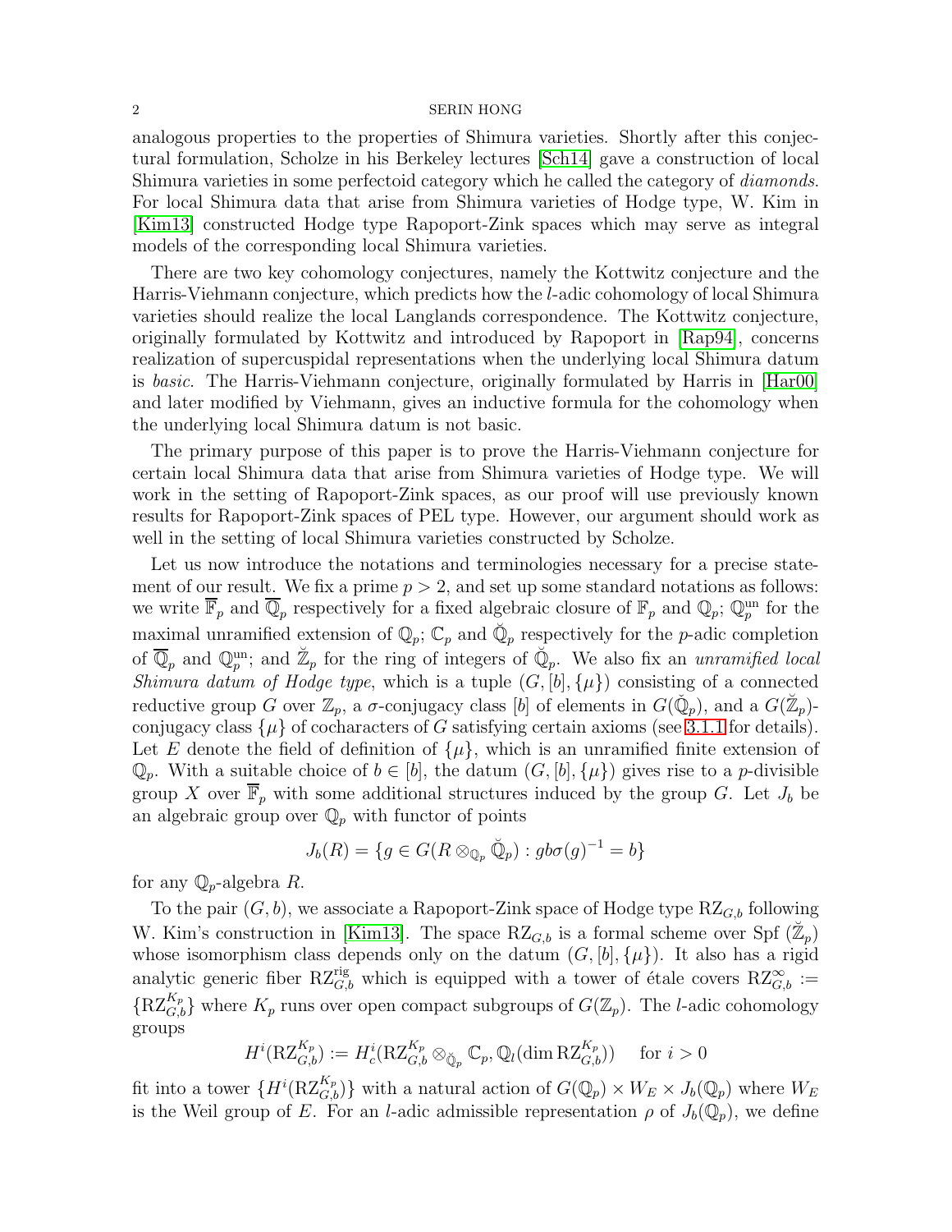analogous properties to the properties of Shimura varieties. Shortly after this conjectural formulation, Scholze in his Berkeley lectures [Sch14] gave a construction of local Shimura varieties in some perfectoid category which he called the category of *diamonds*. For local Shimura data that arise from Shimura varieties of Hodge type, W. Kim in [Kim13] constructed Hodge type Rapoport-Zink spaces which may serve as integral models of the corresponding local Shimura varieties.

There are two key cohomology conjectures, namely the Kottwitz conjecture and the Harris-Viehmann conjecture, which predicts how the $l$-adic cohomology of local Shimura varieties should realize the local Langlands correspondence. The Kottwitz conjecture, originally formulated by Kottwitz and introduced by Rapoport in [Rap94], concerns realization of supercuspidal representations when the underlying local Shimura datum is *basic*. The Harris-Viehmann conjecture, originally formulated by Harris in [Har00] and later modified by Viehmann, gives an inductive formula for the cohomology when the underlying local Shimura datum is not basic.

The primary purpose of this paper is to prove the Harris-Viehmann conjecture for certain local Shimura data that arise from Shimura varieties of Hodge type. We will work in the setting of Rapoport-Zink spaces, as our proof will use previously known results for Rapoport-Zink spaces of PEL type. However, our argument should work as well in the setting of local Shimura varieties constructed by Scholze.

Let us now introduce the notations and terminologies necessary for a precise statement of our result. We fix a prime $p > 2$, and set up some standard notations as follows: we write $\overline{\mathbb{F}}_p$ and $\overline{\mathbb{Q}}_p$ respectively for a fixed algebraic closure of $\mathbb{F}_p$ and $\mathbb{Q}_p$; $\mathbb{Q}_p^{\mathrm{un}}$ for the maximal unramified extension of $\mathbb{Q}_p$; $\mathbb{C}_p$ and $\breve{\mathbb{Q}}_p$ respectively for the $p$-adic completion of $\overline{\mathbb{Q}}_p$ and $\mathbb{Q}_p^{\mathrm{un}}$; and $\breve{\mathbb{Z}}_p$ for the ring of integers of $\breve{\mathbb{Q}}_p$. We also fix an *unramified local Shimura datum of Hodge type*, which is a tuple $(G, [b], \{\mu\})$ consisting of a connected reductive group $G$ over $\mathbb{Z}_p$, a $\sigma$-conjugacy class $[b]$ of elements in $G(\breve{\mathbb{Q}}_p)$, and a $G(\breve{\mathbb{Z}}_p)$-conjugacy class $\{\mu\}$ of cocharacters of $G$ satisfying certain axioms (see 3.1.1 for details). Let $E$ denote the field of definition of $\{\mu\}$, which is an unramified finite extension of $\mathbb{Q}_p$. With a suitable choice of $b \in [b]$, the datum $(G, [b], \{\mu\})$ gives rise to a $p$-divisible group $X$ over $\overline{\mathbb{F}}_p$ with some additional structures induced by the group $G$. Let $J_b$ be an algebraic group over $\mathbb{Q}_p$ with functor of points

$$J_b(R) = \{g \in G(R \otimes_{\mathbb{Q}_p} \breve{\mathbb{Q}}_p) : gb\sigma(g)^{-1} = b\}$$

for any $\mathbb{Q}_p$-algebra $R$.

To the pair $(G, b)$, we associate a Rapoport-Zink space of Hodge type $\mathrm{RZ}_{G,b}$ following W. Kim's construction in [Kim13]. The space $\mathrm{RZ}_{G,b}$ is a formal scheme over Spf $(\breve{\mathbb{Z}}_p)$ whose isomorphism class depends only on the datum $(G, [b], \{\mu\})$. It also has a rigid analytic generic fiber $\mathrm{RZ}_{G,b}^{\mathrm{rig}}$ which is equipped with a tower of étale covers $\mathrm{RZ}_{G,b}^{\infty} := \{\mathrm{RZ}_{G,b}^{K_p}\}$ where $K_p$ runs over open compact subgroups of $G(\mathbb{Z}_p)$. The $l$-adic cohomology groups

$$H^i(\mathrm{RZ}_{G,b}^{K_p}) := H_c^i(\mathrm{RZ}_{G,b}^{K_p} \otimes_{\breve{\mathbb{Q}}_p} \mathbb{C}_p, \mathbb{Q}_l(\dim \mathrm{RZ}_{G,b}^{K_p})) \quad \text{for } i > 0$$

fit into a tower $\{H^i(\mathrm{RZ}_{G,b}^{K_p})\}$ with a natural action of $G(\mathbb{Q}_p) \times W_E \times J_b(\mathbb{Q}_p)$ where $W_E$ is the Weil group of $E$. For an $l$-adic admissible representation $\rho$ of $J_b(\mathbb{Q}_p)$, we define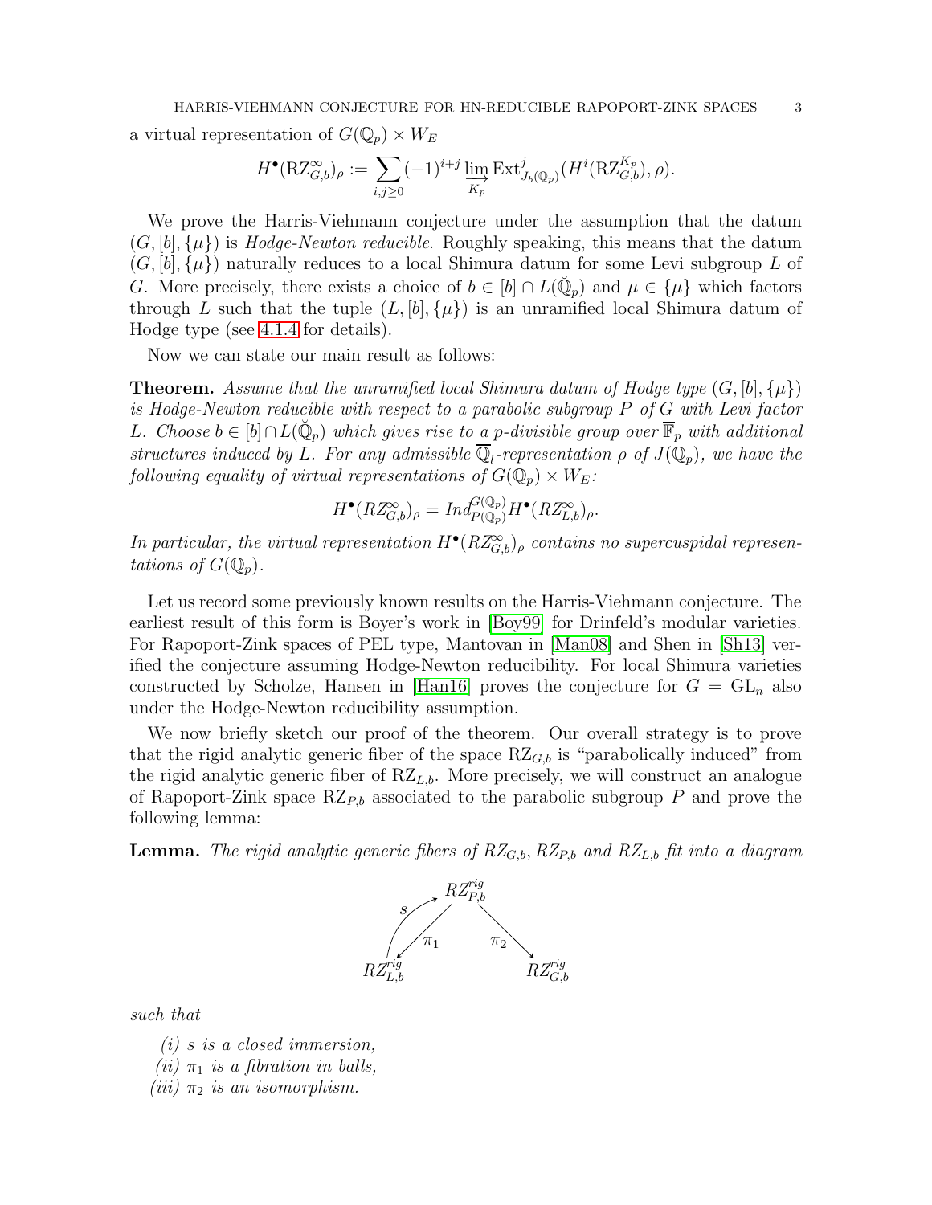a virtual representation of $G(\mathbb{Q}_p) \times W_E$

$$H^\bullet(\mathrm{RZ}^\infty_{G,b})_\rho := \sum_{i,j\geq 0} (-1)^{i+j} \varinjlim_{K_p} \mathrm{Ext}^j_{J_b(\mathbb{Q}_p)}(H^i(\mathrm{RZ}^{K_p}_{G,b}), \rho).$$

We prove the Harris-Viehmann conjecture under the assumption that the datum $(G, [b], \{\mu\})$ is *Hodge-Newton reducible*. Roughly speaking, this means that the datum $(G, [b], \{\mu\})$ naturally reduces to a local Shimura datum for some Levi subgroup $L$ of $G$. More precisely, there exists a choice of $b \in [b] \cap L(\breve{\mathbb{Q}}_p)$ and $\mu \in \{\mu\}$ which factors through $L$ such that the tuple $(L, [b], \{\mu\})$ is an unramified local Shimura datum of Hodge type (see 4.1.4 for details).

Now we can state our main result as follows:

**Theorem.** *Assume that the unramified local Shimura datum of Hodge type $(G, [b], \{\mu\})$ is Hodge-Newton reducible with respect to a parabolic subgroup $P$ of $G$ with Levi factor $L$. Choose $b \in [b] \cap L(\breve{\mathbb{Q}}_p)$ which gives rise to a $p$-divisible group over $\overline{\mathbb{F}}_p$ with additional structures induced by $L$. For any admissible $\overline{\mathbb{Q}}_l$-representation $\rho$ of $J(\mathbb{Q}_p)$, we have the following equality of virtual representations of $G(\mathbb{Q}_p) \times W_E$:*

$$H^\bullet(RZ^\infty_{G,b})_\rho = Ind^{G(\mathbb{Q}_p)}_{P(\mathbb{Q}_p)} H^\bullet(RZ^\infty_{L,b})_\rho.$$

*In particular, the virtual representation $H^\bullet(RZ^\infty_{G,b})_\rho$ contains no supercuspidal representations of $G(\mathbb{Q}_p)$.*

Let us record some previously known results on the Harris-Viehmann conjecture. The earliest result of this form is Boyer's work in [Boy99] for Drinfeld's modular varieties. For Rapoport-Zink spaces of PEL type, Mantovan in [Man08] and Shen in [Sh13] verified the conjecture assuming Hodge-Newton reducibility. For local Shimura varieties constructed by Scholze, Hansen in [Han16] proves the conjecture for $G = \mathrm{GL}_n$ also under the Hodge-Newton reducibility assumption.

We now briefly sketch our proof of the theorem. Our overall strategy is to prove that the rigid analytic generic fiber of the space $\mathrm{RZ}_{G,b}$ is "parabolically induced" from the rigid analytic generic fiber of $\mathrm{RZ}_{L,b}$. More precisely, we will construct an analogue of Rapoport-Zink space $\mathrm{RZ}_{P,b}$ associated to the parabolic subgroup $P$ and prove the following lemma:

**Lemma.** *The rigid analytic generic fibers of $RZ_{G,b}$, $RZ_{P,b}$ and $RZ_{L,b}$ fit into a diagram*

$$\begin{array}{ccccc} & & RZ^{rig}_{P,b} & & \\ & {\scriptstyle s}\nearrow \; \swarrow{\scriptstyle \pi_1} & & \searrow{\scriptstyle \pi_2} & \\ RZ^{rig}_{L,b} & & & & RZ^{rig}_{G,b} \end{array}$$

*such that*

*(i) $s$ is a closed immersion,*
*(ii) $\pi_1$ is a fibration in balls,*
*(iii) $\pi_2$ is an isomorphism.*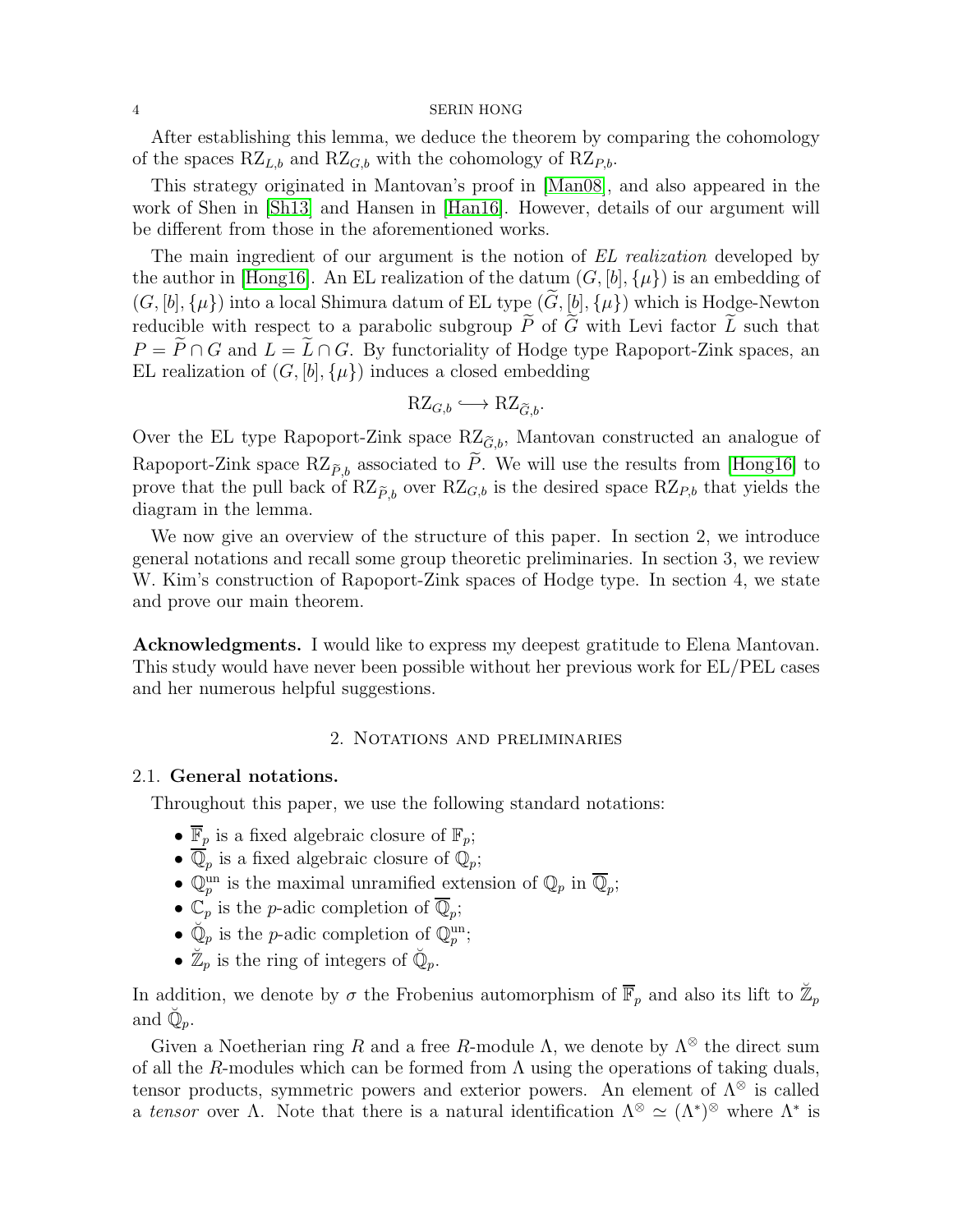After establishing this lemma, we deduce the theorem by comparing the cohomology of the spaces $\mathrm{RZ}_{L,b}$ and $\mathrm{RZ}_{G,b}$ with the cohomology of $\mathrm{RZ}_{P,b}$.

This strategy originated in Mantovan's proof in [Man08], and also appeared in the work of Shen in [Sh13] and Hansen in [Han16]. However, details of our argument will be different from those in the aforementioned works.

The main ingredient of our argument is the notion of *EL realization* developed by the author in [Hong16]. An EL realization of the datum $(G, [b], \{\mu\})$ is an embedding of $(G, [b], \{\mu\})$ into a local Shimura datum of EL type $(\widetilde{G}, [b], \{\mu\})$ which is Hodge-Newton reducible with respect to a parabolic subgroup $\widetilde{P}$ of $\widetilde{G}$ with Levi factor $\widetilde{L}$ such that $P = \widetilde{P} \cap G$ and $L = \widetilde{L} \cap G$. By functoriality of Hodge type Rapoport-Zink spaces, an EL realization of $(G, [b], \{\mu\})$ induces a closed embedding

$$\mathrm{RZ}_{G,b} \hookrightarrow \mathrm{RZ}_{\widetilde{G},b}.$$

Over the EL type Rapoport-Zink space $\mathrm{RZ}_{\widetilde{G},b}$, Mantovan constructed an analogue of Rapoport-Zink space $\mathrm{RZ}_{\widetilde{P},b}$ associated to $\widetilde{P}$. We will use the results from [Hong16] to prove that the pull back of $\mathrm{RZ}_{\widetilde{P},b}$ over $\mathrm{RZ}_{G,b}$ is the desired space $\mathrm{RZ}_{P,b}$ that yields the diagram in the lemma.

We now give an overview of the structure of this paper. In section 2, we introduce general notations and recall some group theoretic preliminaries. In section 3, we review W. Kim's construction of Rapoport-Zink spaces of Hodge type. In section 4, we state and prove our main theorem.

**Acknowledgments.** I would like to express my deepest gratitude to Elena Mantovan. This study would have never been possible without her previous work for EL/PEL cases and her numerous helpful suggestions.

## 2. Notations and preliminaries

### 2.1. General notations.

Throughout this paper, we use the following standard notations:

- $\overline{\mathbb{F}}_p$ is a fixed algebraic closure of $\mathbb{F}_p$;
- $\overline{\mathbb{Q}}_p$ is a fixed algebraic closure of $\mathbb{Q}_p$;
- $\mathbb{Q}_p^{\mathrm{un}}$ is the maximal unramified extension of $\mathbb{Q}_p$ in $\overline{\mathbb{Q}}_p$;
- $\mathbb{C}_p$ is the $p$-adic completion of $\overline{\mathbb{Q}}_p$;
- $\breve{\mathbb{Q}}_p$ is the $p$-adic completion of $\mathbb{Q}_p^{\mathrm{un}}$;
- $\breve{\mathbb{Z}}_p$ is the ring of integers of $\breve{\mathbb{Q}}_p$.

In addition, we denote by $\sigma$ the Frobenius automorphism of $\overline{\mathbb{F}}_p$ and also its lift to $\breve{\mathbb{Z}}_p$ and $\breve{\mathbb{Q}}_p$.

Given a Noetherian ring $R$ and a free $R$-module $\Lambda$, we denote by $\Lambda^{\otimes}$ the direct sum of all the $R$-modules which can be formed from $\Lambda$ using the operations of taking duals, tensor products, symmetric powers and exterior powers. An element of $\Lambda^{\otimes}$ is called a *tensor* over $\Lambda$. Note that there is a natural identification $\Lambda^{\otimes} \simeq (\Lambda^*)^{\otimes}$ where $\Lambda^*$ is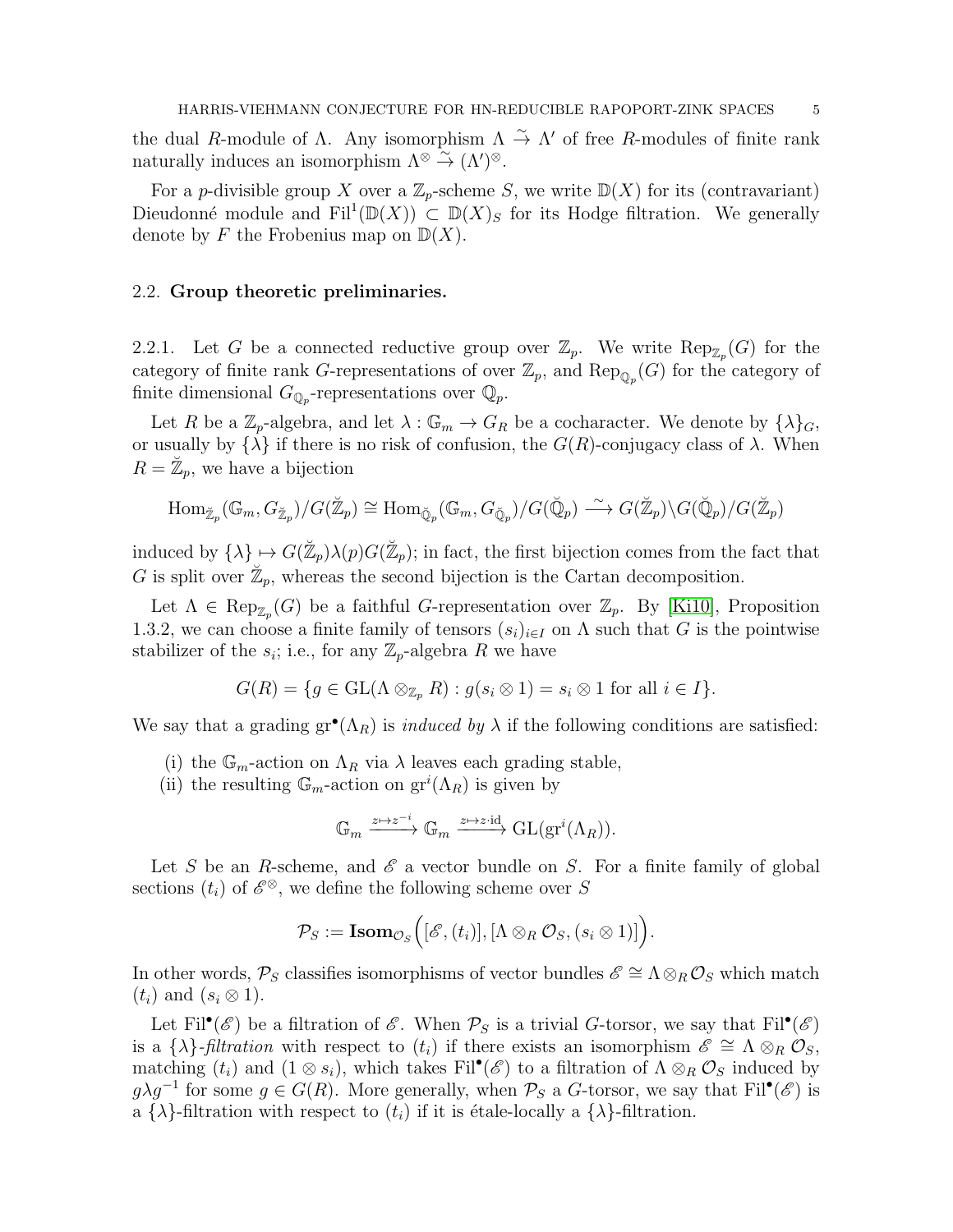the dual $R$-module of $\Lambda$. Any isomorphism $\Lambda \xrightarrow{\sim} \Lambda'$ of free $R$-modules of finite rank naturally induces an isomorphism $\Lambda^{\otimes} \xrightarrow{\sim} (\Lambda')^{\otimes}$.

For a $p$-divisible group $X$ over a $\mathbb{Z}_p$-scheme $S$, we write $\mathbb{D}(X)$ for its (contravariant) Dieudonné module and $\mathrm{Fil}^1(\mathbb{D}(X)) \subset \mathbb{D}(X)_S$ for its Hodge filtration. We generally denote by $F$ the Frobenius map on $\mathbb{D}(X)$.

## 2.2. Group theoretic preliminaries.

2.2.1. Let $G$ be a connected reductive group over $\mathbb{Z}_p$. We write $\mathrm{Rep}_{\mathbb{Z}_p}(G)$ for the category of finite rank $G$-representations of over $\mathbb{Z}_p$, and $\mathrm{Rep}_{\mathbb{Q}_p}(G)$ for the category of finite dimensional $G_{\mathbb{Q}_p}$-representations over $\mathbb{Q}_p$.

Let $R$ be a $\mathbb{Z}_p$-algebra, and let $\lambda : \mathbb{G}_m \to G_R$ be a cocharacter. We denote by $\{\lambda\}_G$, or usually by $\{\lambda\}$ if there is no risk of confusion, the $G(R)$-conjugacy class of $\lambda$. When $R = \breve{\mathbb{Z}}_p$, we have a bijection

$$\mathrm{Hom}_{\breve{\mathbb{Z}}_p}(\mathbb{G}_m, G_{\breve{\mathbb{Z}}_p})/G(\breve{\mathbb{Z}}_p) \cong \mathrm{Hom}_{\breve{\mathbb{Q}}_p}(\mathbb{G}_m, G_{\breve{\mathbb{Q}}_p})/G(\breve{\mathbb{Q}}_p) \xrightarrow{\sim} G(\breve{\mathbb{Z}}_p)\backslash G(\breve{\mathbb{Q}}_p)/G(\breve{\mathbb{Z}}_p)$$

induced by $\{\lambda\} \mapsto G(\breve{\mathbb{Z}}_p)\lambda(p)G(\breve{\mathbb{Z}}_p)$; in fact, the first bijection comes from the fact that $G$ is split over $\breve{\mathbb{Z}}_p$, whereas the second bijection is the Cartan decomposition.

Let $\Lambda \in \mathrm{Rep}_{\mathbb{Z}_p}(G)$ be a faithful $G$-representation over $\mathbb{Z}_p$. By [Ki10], Proposition 1.3.2, we can choose a finite family of tensors $(s_i)_{i\in I}$ on $\Lambda$ such that $G$ is the pointwise stabilizer of the $s_i$; i.e., for any $\mathbb{Z}_p$-algebra $R$ we have

$$G(R) = \{g \in \mathrm{GL}(\Lambda \otimes_{\mathbb{Z}_p} R) : g(s_i \otimes 1) = s_i \otimes 1 \text{ for all } i \in I\}.$$

We say that a grading $\mathrm{gr}^\bullet(\Lambda_R)$ is *induced by* $\lambda$ if the following conditions are satisfied:

(i) the $\mathbb{G}_m$-action on $\Lambda_R$ via $\lambda$ leaves each grading stable,
(ii) the resulting $\mathbb{G}_m$-action on $\mathrm{gr}^i(\Lambda_R)$ is given by

$$\mathbb{G}_m \xrightarrow{z \mapsto z^{-i}} \mathbb{G}_m \xrightarrow{z \mapsto z\cdot \mathrm{id}} \mathrm{GL}(\mathrm{gr}^i(\Lambda_R)).$$

Let $S$ be an $R$-scheme, and $\mathscr{E}$ a vector bundle on $S$. For a finite family of global sections $(t_i)$ of $\mathscr{E}^{\otimes}$, we define the following scheme over $S$

$$\mathcal{P}_S := \mathbf{Isom}_{\mathcal{O}_S}\Big([\mathscr{E}, (t_i)], [\Lambda \otimes_R \mathcal{O}_S, (s_i \otimes 1)]\Big).$$

In other words, $\mathcal{P}_S$ classifies isomorphisms of vector bundles $\mathscr{E} \cong \Lambda \otimes_R \mathcal{O}_S$ which match $(t_i)$ and $(s_i \otimes 1)$.

Let $\mathrm{Fil}^\bullet(\mathscr{E})$ be a filtration of $\mathscr{E}$. When $\mathcal{P}_S$ is a trivial $G$-torsor, we say that $\mathrm{Fil}^\bullet(\mathscr{E})$ is a $\{\lambda\}$*-filtration* with respect to $(t_i)$ if there exists an isomorphism $\mathscr{E} \cong \Lambda \otimes_R \mathcal{O}_S$, matching $(t_i)$ and $(1 \otimes s_i)$, which takes $\mathrm{Fil}^\bullet(\mathscr{E})$ to a filtration of $\Lambda \otimes_R \mathcal{O}_S$ induced by $g\lambda g^{-1}$ for some $g \in G(R)$. More generally, when $\mathcal{P}_S$ a $G$-torsor, we say that $\mathrm{Fil}^\bullet(\mathscr{E})$ is a $\{\lambda\}$-filtration with respect to $(t_i)$ if it is étale-locally a $\{\lambda\}$-filtration.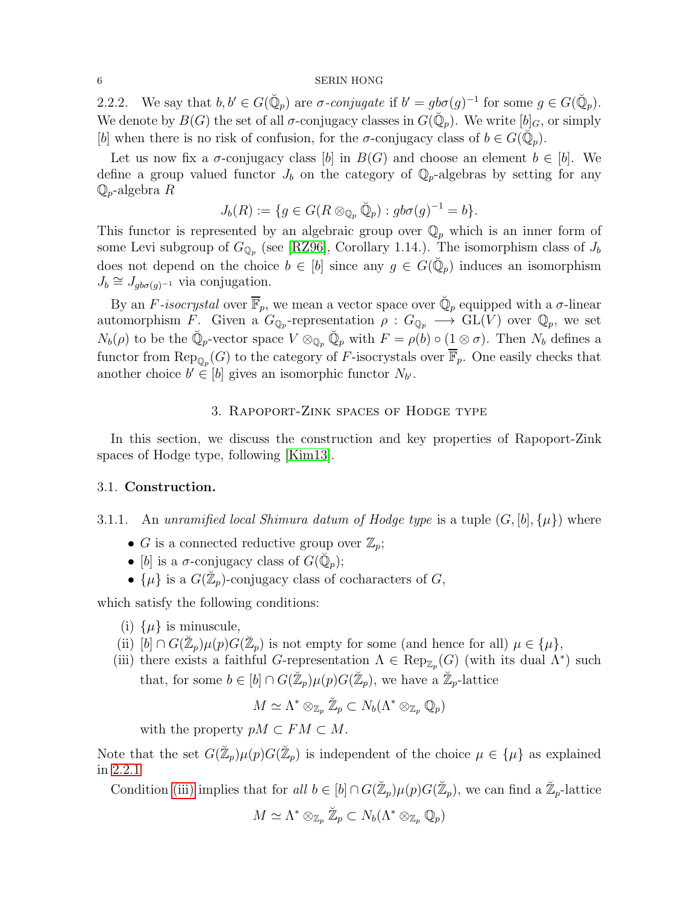2.2.2. We say that $b, b' \in G(\breve{\mathbb{Q}}_p)$ are *σ-conjugate* if $b' = gb\sigma(g)^{-1}$ for some $g \in G(\breve{\mathbb{Q}}_p)$. We denote by $B(G)$ the set of all σ-conjugacy classes in $G(\breve{\mathbb{Q}}_p)$. We write $[b]_G$, or simply $[b]$ when there is no risk of confusion, for the σ-conjugacy class of $b \in G(\breve{\mathbb{Q}}_p)$.

Let us now fix a σ-conjugacy class $[b]$ in $B(G)$ and choose an element $b \in [b]$. We define a group valued functor $J_b$ on the category of $\mathbb{Q}_p$-algebras by setting for any $\mathbb{Q}_p$-algebra $R$

$$J_b(R) := \{g \in G(R \otimes_{\mathbb{Q}_p} \breve{\mathbb{Q}}_p) : gb\sigma(g)^{-1} = b\}.$$

This functor is represented by an algebraic group over $\mathbb{Q}_p$ which is an inner form of some Levi subgroup of $G_{\mathbb{Q}_p}$ (see [RZ96], Corollary 1.14.). The isomorphism class of $J_b$ does not depend on the choice $b \in [b]$ since any $g \in G(\breve{\mathbb{Q}}_p)$ induces an isomorphism $J_b \cong J_{gb\sigma(g)^{-1}}$ via conjugation.

By an *F-isocrystal* over $\overline{\mathbb{F}}_p$, we mean a vector space over $\breve{\mathbb{Q}}_p$ equipped with a σ-linear automorphism $F$. Given a $G_{\mathbb{Q}_p}$-representation $\rho : G_{\mathbb{Q}_p} \longrightarrow \mathrm{GL}(V)$ over $\mathbb{Q}_p$, we set $N_b(\rho)$ to be the $\breve{\mathbb{Q}}_p$-vector space $V \otimes_{\mathbb{Q}_p} \breve{\mathbb{Q}}_p$ with $F = \rho(b) \circ (1 \otimes \sigma)$. Then $N_b$ defines a functor from $\mathrm{Rep}_{\mathbb{Q}_p}(G)$ to the category of $F$-isocrystals over $\overline{\mathbb{F}}_p$. One easily checks that another choice $b' \in [b]$ gives an isomorphic functor $N_{b'}$.

## 3. Rapoport-Zink spaces of Hodge type

In this section, we discuss the construction and key properties of Rapoport-Zink spaces of Hodge type, following [Kim13].

### 3.1. Construction.

3.1.1. An *unramified local Shimura datum of Hodge type* is a tuple $(G, [b], \{\mu\})$ where

- $G$ is a connected reductive group over $\mathbb{Z}_p$;
- $[b]$ is a σ-conjugacy class of $G(\breve{\mathbb{Q}}_p)$;
- $\{\mu\}$ is a $G(\breve{\mathbb{Z}}_p)$-conjugacy class of cocharacters of $G$,

which satisfy the following conditions:

(i) $\{\mu\}$ is minuscule,

(ii) $[b] \cap G(\breve{\mathbb{Z}}_p)\mu(p)G(\breve{\mathbb{Z}}_p)$ is not empty for some (and hence for all) $\mu \in \{\mu\}$,

(iii) there exists a faithful $G$-representation $\Lambda \in \mathrm{Rep}_{\mathbb{Z}_p}(G)$ (with its dual $\Lambda^*$) such that, for some $b \in [b] \cap G(\breve{\mathbb{Z}}_p)\mu(p)G(\breve{\mathbb{Z}}_p)$, we have a $\breve{\mathbb{Z}}_p$-lattice

$$M \simeq \Lambda^* \otimes_{\mathbb{Z}_p} \breve{\mathbb{Z}}_p \subset N_b(\Lambda^* \otimes_{\mathbb{Z}_p} \mathbb{Q}_p)$$

with the property $pM \subset FM \subset M$.

Note that the set $G(\breve{\mathbb{Z}}_p)\mu(p)G(\breve{\mathbb{Z}}_p)$ is independent of the choice $\mu \in \{\mu\}$ as explained in 2.2.1.

Condition (iii) implies that for *all* $b \in [b] \cap G(\breve{\mathbb{Z}}_p)\mu(p)G(\breve{\mathbb{Z}}_p)$, we can find a $\breve{\mathbb{Z}}_p$-lattice

$$M \simeq \Lambda^* \otimes_{\mathbb{Z}_p} \breve{\mathbb{Z}}_p \subset N_b(\Lambda^* \otimes_{\mathbb{Z}_p} \mathbb{Q}_p)$$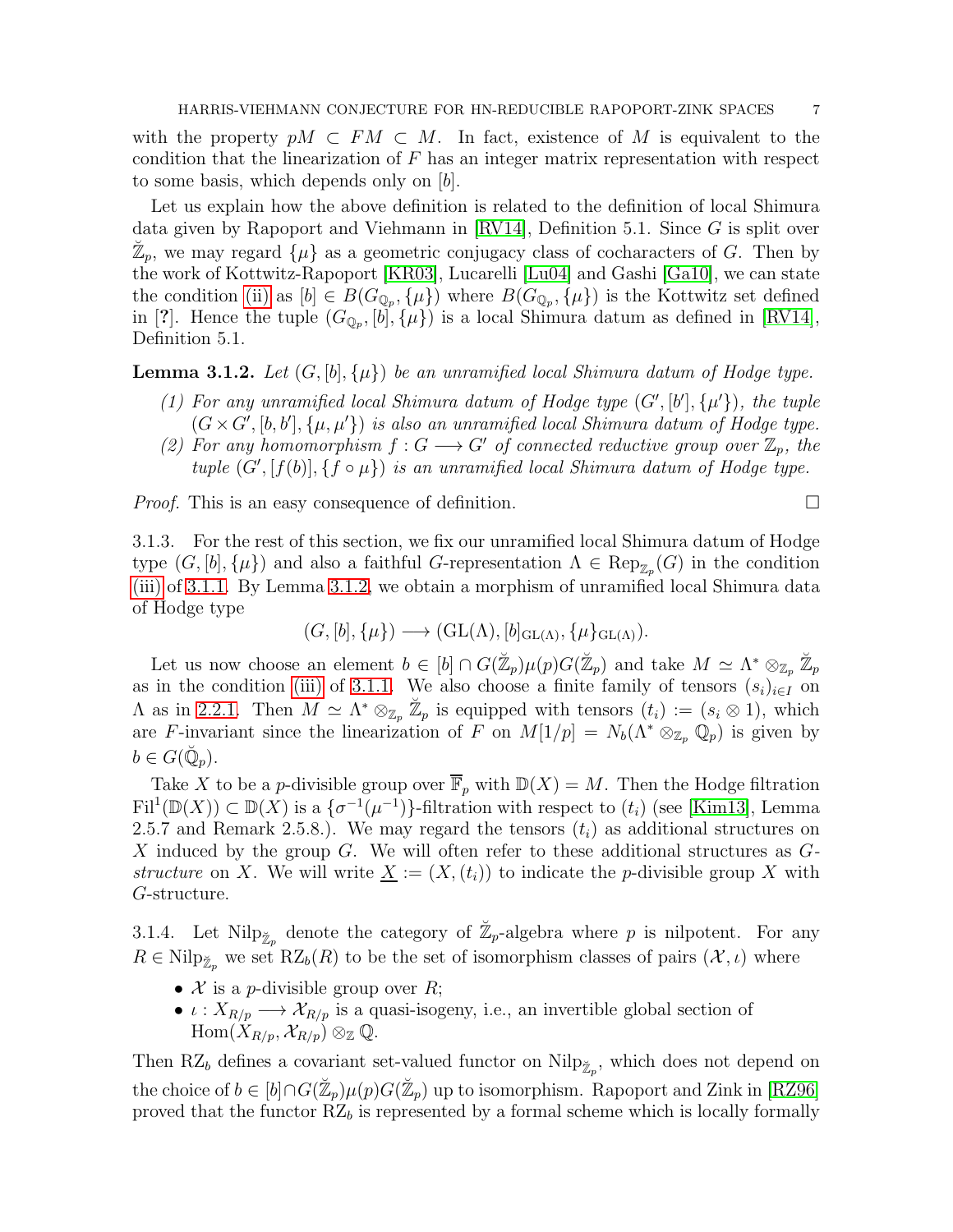with the property $pM \subset FM \subset M$. In fact, existence of $M$ is equivalent to the condition that the linearization of $F$ has an integer matrix representation with respect to some basis, which depends only on $[b]$.

Let us explain how the above definition is related to the definition of local Shimura data given by Rapoport and Viehmann in [RV14], Definition 5.1. Since $G$ is split over $\breve{\mathbb{Z}}_p$, we may regard $\{\mu\}$ as a geometric conjugacy class of cocharacters of $G$. Then by the work of Kottwitz-Rapoport [KR03], Lucarelli [Lu04] and Gashi [Ga10], we can state the condition (ii) as $[b] \in B(G_{\mathbb{Q}_p}, \{\mu\})$ where $B(G_{\mathbb{Q}_p}, \{\mu\})$ is the Kottwitz set defined in [?]. Hence the tuple $(G_{\mathbb{Q}_p}, [b], \{\mu\})$ is a local Shimura datum as defined in [RV14], Definition 5.1.

**Lemma 3.1.2.** *Let $(G, [b], \{\mu\})$ be an unramified local Shimura datum of Hodge type.*

*(1) For any unramified local Shimura datum of Hodge type $(G', [b'], \{\mu'\})$, the tuple $(G \times G', [b, b'], \{\mu, \mu'\})$ is also an unramified local Shimura datum of Hodge type.*
*(2) For any homomorphism $f : G \longrightarrow G'$ of connected reductive group over $\mathbb{Z}_p$, the tuple $(G', [f(b)], \{f \circ \mu\})$ is an unramified local Shimura datum of Hodge type.*

*Proof.* This is an easy consequence of definition. □

3.1.3. For the rest of this section, we fix our unramified local Shimura datum of Hodge type $(G, [b], \{\mu\})$ and also a faithful $G$-representation $\Lambda \in \mathrm{Rep}_{\mathbb{Z}_p}(G)$ in the condition (iii) of 3.1.1. By Lemma 3.1.2, we obtain a morphism of unramified local Shimura data of Hodge type

$$(G, [b], \{\mu\}) \longrightarrow (\mathrm{GL}(\Lambda), [b]_{\mathrm{GL}(\Lambda)}, \{\mu\}_{\mathrm{GL}(\Lambda)}).$$

Let us now choose an element $b \in [b] \cap G(\breve{\mathbb{Z}}_p)\mu(p)G(\breve{\mathbb{Z}}_p)$ and take $M \simeq \Lambda^* \otimes_{\mathbb{Z}_p} \breve{\mathbb{Z}}_p$ as in the condition (iii) of 3.1.1. We also choose a finite family of tensors $(s_i)_{i \in I}$ on $\Lambda$ as in 2.2.1. Then $M \simeq \Lambda^* \otimes_{\mathbb{Z}_p} \breve{\mathbb{Z}}_p$ is equipped with tensors $(t_i) := (s_i \otimes 1)$, which are $F$-invariant since the linearization of $F$ on $M[1/p] = N_b(\Lambda^* \otimes_{\mathbb{Z}_p} \mathbb{Q}_p)$ is given by $b \in G(\breve{\mathbb{Q}}_p)$.

Take $X$ to be a $p$-divisible group over $\overline{\mathbb{F}}_p$ with $\mathbb{D}(X) = M$. Then the Hodge filtration $\mathrm{Fil}^1(\mathbb{D}(X)) \subset \mathbb{D}(X)$ is a $\{\sigma^{-1}(\mu^{-1})\}$-filtration with respect to $(t_i)$ (see [Kim13], Lemma 2.5.7 and Remark 2.5.8.). We may regard the tensors $(t_i)$ as additional structures on $X$ induced by the group $G$. We will often refer to these additional structures as *$G$-structure* on $X$. We will write $\underline{X} := (X, (t_i))$ to indicate the $p$-divisible group $X$ with $G$-structure.

3.1.4. Let $\mathrm{Nilp}_{\breve{\mathbb{Z}}_p}$ denote the category of $\breve{\mathbb{Z}}_p$-algebra where $p$ is nilpotent. For any $R \in \mathrm{Nilp}_{\breve{\mathbb{Z}}_p}$ we set $\mathrm{RZ}_b(R)$ to be the set of isomorphism classes of pairs $(\mathcal{X}, \iota)$ where

- $\mathcal{X}$ is a $p$-divisible group over $R$;
- $\iota : X_{R/p} \longrightarrow \mathcal{X}_{R/p}$ is a quasi-isogeny, i.e., an invertible global section of $\mathrm{Hom}(X_{R/p}, \mathcal{X}_{R/p}) \otimes_{\mathbb{Z}} \mathbb{Q}$.

Then $\mathrm{RZ}_b$ defines a covariant set-valued functor on $\mathrm{Nilp}_{\breve{\mathbb{Z}}_p}$, which does not depend on the choice of $b \in [b] \cap G(\breve{\mathbb{Z}}_p)\mu(p)G(\breve{\mathbb{Z}}_p)$ up to isomorphism. Rapoport and Zink in [RZ96] proved that the functor $\mathrm{RZ}_b$ is represented by a formal scheme which is locally formally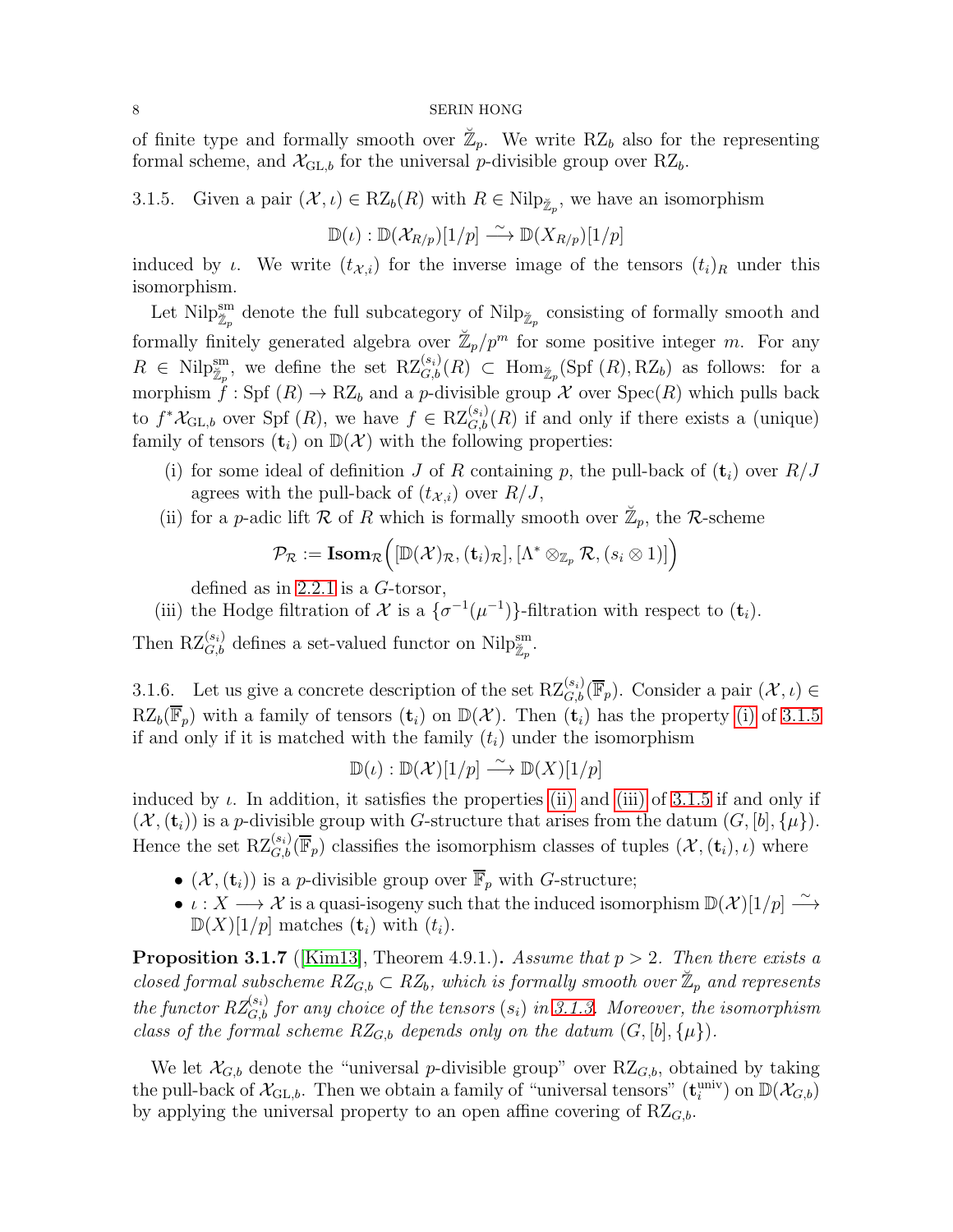of finite type and formally smooth over $\breve{\mathbb{Z}}_p$. We write $\mathrm{RZ}_b$ also for the representing formal scheme, and $\mathcal{X}_{\mathrm{GL},b}$ for the universal $p$-divisible group over $\mathrm{RZ}_b$.

3.1.5. Given a pair $(\mathcal{X}, \iota) \in \mathrm{RZ}_b(R)$ with $R \in \mathrm{Nilp}_{\breve{\mathbb{Z}}_p}$, we have an isomorphism

$$\mathbb{D}(\iota) : \mathbb{D}(\mathcal{X}_{R/p})[1/p] \xrightarrow{\sim} \mathbb{D}(X_{R/p})[1/p]$$

induced by $\iota$. We write $(t_{\mathcal{X},i})$ for the inverse image of the tensors $(t_i)_R$ under this isomorphism.

Let $\mathrm{Nilp}^{\mathrm{sm}}_{\breve{\mathbb{Z}}_p}$ denote the full subcategory of $\mathrm{Nilp}_{\breve{\mathbb{Z}}_p}$ consisting of formally smooth and formally finitely generated algebra over $\breve{\mathbb{Z}}_p/p^m$ for some positive integer $m$. For any $R \in \mathrm{Nilp}^{\mathrm{sm}}_{\breve{\mathbb{Z}}_p}$, we define the set $\mathrm{RZ}^{(s_i)}_{G,b}(R) \subset \mathrm{Hom}_{\breve{\mathbb{Z}}_p}(\mathrm{Spf}\,(R), \mathrm{RZ}_b)$ as follows: for a morphism $f : \mathrm{Spf}\,(R) \to \mathrm{RZ}_b$ and a $p$-divisible group $\mathcal{X}$ over $\mathrm{Spec}(R)$ which pulls back to $f^*\mathcal{X}_{\mathrm{GL},b}$ over $\mathrm{Spf}\,(R)$, we have $f \in \mathrm{RZ}^{(s_i)}_{G,b}(R)$ if and only if there exists a (unique) family of tensors $(\mathbf{t}_i)$ on $\mathbb{D}(\mathcal{X})$ with the following properties:

(i) for some ideal of definition $J$ of $R$ containing $p$, the pull-back of $(\mathbf{t}_i)$ over $R/J$ agrees with the pull-back of $(t_{\mathcal{X},i})$ over $R/J$,

(ii) for a $p$-adic lift $\mathcal{R}$ of $R$ which is formally smooth over $\breve{\mathbb{Z}}_p$, the $\mathcal{R}$-scheme

$$\mathcal{P}_{\mathcal{R}} := \mathbf{Isom}_{\mathcal{R}}\Big([\mathbb{D}(\mathcal{X})_{\mathcal{R}}, (\mathbf{t}_i)_{\mathcal{R}}], [\Lambda^* \otimes_{\mathbb{Z}_p} \mathcal{R}, (s_i \otimes 1)]\Big)$$

defined as in 2.2.1 is a $G$-torsor,

(iii) the Hodge filtration of $\mathcal{X}$ is a $\{\sigma^{-1}(\mu^{-1})\}$-filtration with respect to $(\mathbf{t}_i)$.

Then $\mathrm{RZ}^{(s_i)}_{G,b}$ defines a set-valued functor on $\mathrm{Nilp}^{\mathrm{sm}}_{\breve{\mathbb{Z}}_p}$.

3.1.6. Let us give a concrete description of the set $\mathrm{RZ}^{(s_i)}_{G,b}(\overline{\mathbb{F}}_p)$. Consider a pair $(\mathcal{X}, \iota) \in \mathrm{RZ}_b(\overline{\mathbb{F}}_p)$ with a family of tensors $(\mathbf{t}_i)$ on $\mathbb{D}(\mathcal{X})$. Then $(\mathbf{t}_i)$ has the property (i) of 3.1.5 if and only if it is matched with the family $(t_i)$ under the isomorphism

$$\mathbb{D}(\iota) : \mathbb{D}(\mathcal{X})[1/p] \xrightarrow{\sim} \mathbb{D}(X)[1/p]$$

induced by $\iota$. In addition, it satisfies the properties (ii) and (iii) of 3.1.5 if and only if $(\mathcal{X}, (\mathbf{t}_i))$ is a $p$-divisible group with $G$-structure that arises from the datum $(G, [b], \{\mu\})$. Hence the set $\mathrm{RZ}^{(s_i)}_{G,b}(\overline{\mathbb{F}}_p)$ classifies the isomorphism classes of tuples $(\mathcal{X}, (\mathbf{t}_i), \iota)$ where

- $(\mathcal{X}, (\mathbf{t}_i))$ is a $p$-divisible group over $\overline{\mathbb{F}}_p$ with $G$-structure;
- $\iota : X \longrightarrow \mathcal{X}$ is a quasi-isogeny such that the induced isomorphism $\mathbb{D}(\mathcal{X})[1/p] \xrightarrow{\sim} \mathbb{D}(X)[1/p]$ matches $(\mathbf{t}_i)$ with $(t_i)$.

**Proposition 3.1.7** ([Kim13], Theorem 4.9.1.)**.** *Assume that $p > 2$. Then there exists a closed formal subscheme $RZ_{G,b} \subset RZ_b$, which is formally smooth over $\breve{\mathbb{Z}}_p$ and represents the functor $RZ^{(s_i)}_{G,b}$ for any choice of the tensors $(s_i)$ in 3.1.3. Moreover, the isomorphism class of the formal scheme $RZ_{G,b}$ depends only on the datum $(G, [b], \{\mu\})$.*

We let $\mathcal{X}_{G,b}$ denote the "universal $p$-divisible group" over $\mathrm{RZ}_{G,b}$, obtained by taking the pull-back of $\mathcal{X}_{\mathrm{GL},b}$. Then we obtain a family of "universal tensors" $(\mathbf{t}^{\mathrm{univ}}_i)$ on $\mathbb{D}(\mathcal{X}_{G,b})$ by applying the universal property to an open affine covering of $\mathrm{RZ}_{G,b}$.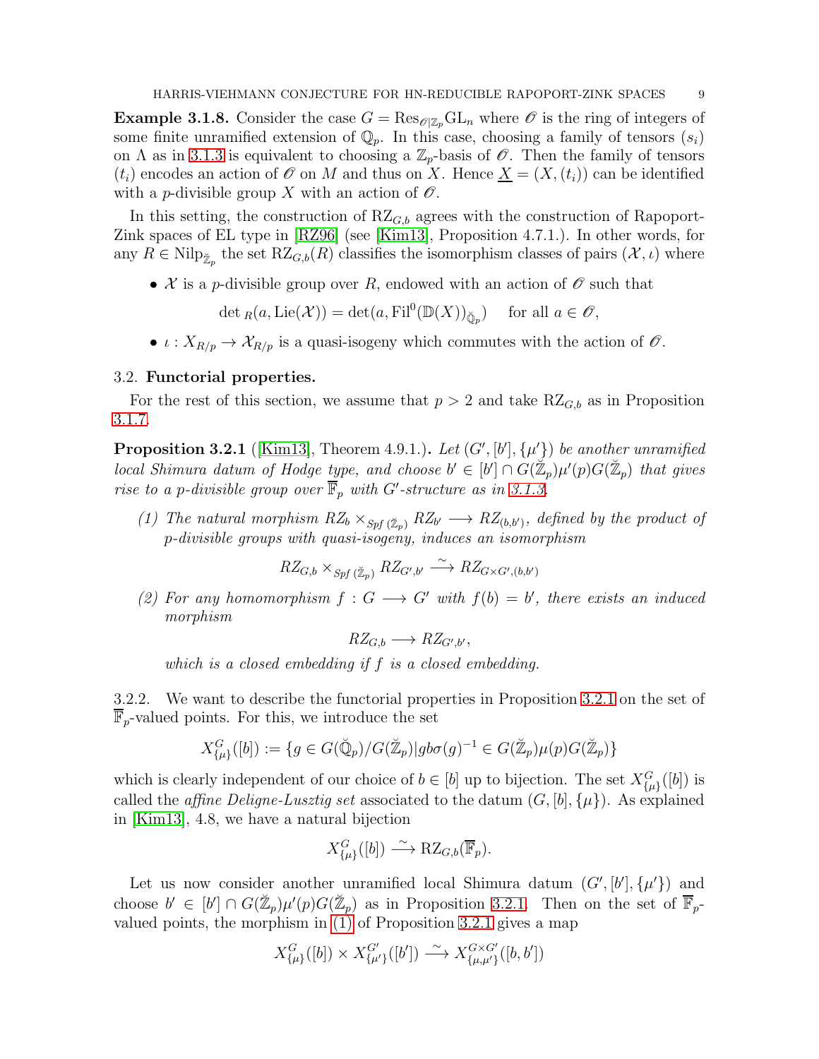**Example 3.1.8.** Consider the case $G = \mathrm{Res}_{\mathscr{O}|\mathbb{Z}_p}\mathrm{GL}_n$ where $\mathscr{O}$ is the ring of integers of some finite unramified extension of $\mathbb{Q}_p$. In this case, choosing a family of tensors $(s_i)$ on $\Lambda$ as in 3.1.3 is equivalent to choosing a $\mathbb{Z}_p$-basis of $\mathscr{O}$. Then the family of tensors $(t_i)$ encodes an action of $\mathscr{O}$ on $M$ and thus on $X$. Hence $\underline{X} = (X, (t_i))$ can be identified with a $p$-divisible group $X$ with an action of $\mathscr{O}$.

In this setting, the construction of $\mathrm{RZ}_{G,b}$ agrees with the construction of Rapoport-Zink spaces of EL type in [RZ96] (see [Kim13], Proposition 4.7.1.). In other words, for any $R \in \mathrm{Nilp}_{\breve{\mathbb{Z}}_p}$ the set $\mathrm{RZ}_{G,b}(R)$ classifies the isomorphism classes of pairs $(\mathcal{X}, \iota)$ where

- $\mathcal{X}$ is a $p$-divisible group over $R$, endowed with an action of $\mathscr{O}$ such that
$$\det{}_R(a, \mathrm{Lie}(\mathcal{X})) = \det(a, \mathrm{Fil}^0(\mathbb{D}(X))_{\breve{\mathbb{Q}}_p}) \quad \text{for all } a \in \mathscr{O},$$
- $\iota : X_{R/p} \to \mathcal{X}_{R/p}$ is a quasi-isogeny which commutes with the action of $\mathscr{O}$.

### 3.2. Functorial properties.

For the rest of this section, we assume that $p > 2$ and take $\mathrm{RZ}_{G,b}$ as in Proposition 3.1.7.

**Proposition 3.2.1** ([Kim13], Theorem 4.9.1.)**.** *Let $(G', [b'], \{\mu'\})$ be another unramified local Shimura datum of Hodge type, and choose $b' \in [b'] \cap G(\breve{\mathbb{Z}}_p)\mu'(p)G(\breve{\mathbb{Z}}_p)$ that gives rise to a $p$-divisible group over $\overline{\mathbb{F}}_p$ with $G'$-structure as in 3.1.3.*

*(1) The natural morphism $RZ_b \times_{Spf\,(\breve{\mathbb{Z}}_p)} RZ_{b'} \longrightarrow RZ_{(b,b')}$, defined by the product of $p$-divisible groups with quasi-isogeny, induces an isomorphism*
$$RZ_{G,b} \times_{Spf\,(\breve{\mathbb{Z}}_p)} RZ_{G',b'} \xrightarrow{\sim} RZ_{G\times G',(b,b')}$$

*(2) For any homomorphism $f : G \longrightarrow G'$ with $f(b) = b'$, there exists an induced morphism*
$$RZ_{G,b} \longrightarrow RZ_{G',b'},$$
*which is a closed embedding if $f$ is a closed embedding.*

3.2.2. We want to describe the functorial properties in Proposition 3.2.1 on the set of $\overline{\mathbb{F}}_p$-valued points. For this, we introduce the set
$$X^G_{\{\mu\}}([b]) := \{g \in G(\breve{\mathbb{Q}}_p)/G(\breve{\mathbb{Z}}_p) | gb\sigma(g)^{-1} \in G(\breve{\mathbb{Z}}_p)\mu(p)G(\breve{\mathbb{Z}}_p)\}$$
which is clearly independent of our choice of $b \in [b]$ up to bijection. The set $X^G_{\{\mu\}}([b])$ is called the *affine Deligne-Lusztig set* associated to the datum $(G, [b], \{\mu\})$. As explained in [Kim13], 4.8, we have a natural bijection
$$X^G_{\{\mu\}}([b]) \xrightarrow{\sim} \mathrm{RZ}_{G,b}(\overline{\mathbb{F}}_p).$$

Let us now consider another unramified local Shimura datum $(G', [b'], \{\mu'\})$ and choose $b' \in [b'] \cap G(\breve{\mathbb{Z}}_p)\mu'(p)G(\breve{\mathbb{Z}}_p)$ as in Proposition 3.2.1. Then on the set of $\overline{\mathbb{F}}_p$-valued points, the morphism in (1) of Proposition 3.2.1 gives a map
$$X^G_{\{\mu\}}([b]) \times X^{G'}_{\{\mu'\}}([b']) \xrightarrow{\sim} X^{G\times G'}_{\{\mu,\mu'\}}([b, b'])$$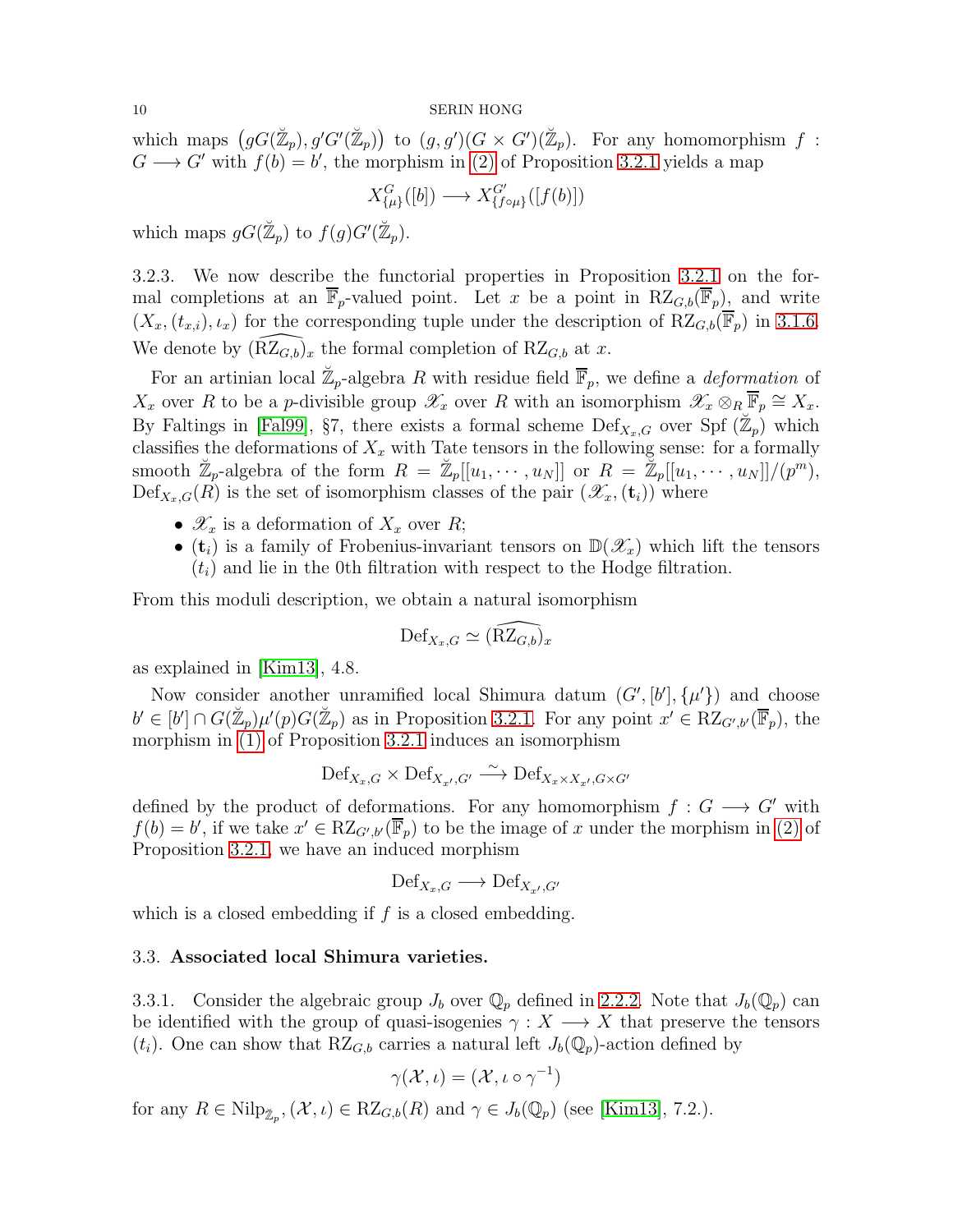which maps $\big(gG(\breve{\mathbb{Z}}_p), g'G'(\breve{\mathbb{Z}}_p)\big)$ to $(g, g')(G \times G')(\breve{\mathbb{Z}}_p)$. For any homomorphism $f : G \longrightarrow G'$ with $f(b) = b'$, the morphism in (2) of Proposition 3.2.1 yields a map

$$X^G_{\{\mu\}}([b]) \longrightarrow X^{G'}_{\{f \circ \mu\}}([f(b)])$$

which maps $gG(\breve{\mathbb{Z}}_p)$ to $f(g)G'(\breve{\mathbb{Z}}_p)$.

3.2.3. We now describe the functorial properties in Proposition 3.2.1 on the formal completions at an $\overline{\mathbb{F}}_p$-valued point. Let $x$ be a point in $\mathrm{RZ}_{G,b}(\overline{\mathbb{F}}_p)$, and write $(X_x, (t_{x,i}), \iota_x)$ for the corresponding tuple under the description of $\mathrm{RZ}_{G,b}(\overline{\mathbb{F}}_p)$ in 3.1.6. We denote by $(\widehat{\mathrm{RZ}_{G,b}})_x$ the formal completion of $\mathrm{RZ}_{G,b}$ at $x$.

For an artinian local $\breve{\mathbb{Z}}_p$-algebra $R$ with residue field $\overline{\mathbb{F}}_p$, we define a *deformation* of $X_x$ over $R$ to be a $p$-divisible group $\mathscr{X}_x$ over $R$ with an isomorphism $\mathscr{X}_x \otimes_R \overline{\mathbb{F}}_p \cong X_x$. By Faltings in [Fal99], §7, there exists a formal scheme $\mathrm{Def}_{X_x,G}$ over $\mathrm{Spf}\,(\breve{\mathbb{Z}}_p)$ which classifies the deformations of $X_x$ with Tate tensors in the following sense: for a formally smooth $\breve{\mathbb{Z}}_p$-algebra of the form $R = \breve{\mathbb{Z}}_p[[u_1, \cdots, u_N]]$ or $R = \breve{\mathbb{Z}}_p[[u_1, \cdots, u_N]]/(p^m)$, $\mathrm{Def}_{X_x,G}(R)$ is the set of isomorphism classes of the pair $(\mathscr{X}_x, (\mathbf{t}_i))$ where

- $\mathscr{X}_x$ is a deformation of $X_x$ over $R$;
- $(\mathbf{t}_i)$ is a family of Frobenius-invariant tensors on $\mathbb{D}(\mathscr{X}_x)$ which lift the tensors $(t_i)$ and lie in the 0th filtration with respect to the Hodge filtration.

From this moduli description, we obtain a natural isomorphism

$$\mathrm{Def}_{X_x,G} \simeq (\widehat{\mathrm{RZ}_{G,b}})_x$$

as explained in [Kim13], 4.8.

Now consider another unramified local Shimura datum $(G', [b'], \{\mu'\})$ and choose $b' \in [b'] \cap G(\breve{\mathbb{Z}}_p)\mu'(p)G(\breve{\mathbb{Z}}_p)$ as in Proposition 3.2.1. For any point $x' \in \mathrm{RZ}_{G',b'}(\overline{\mathbb{F}}_p)$, the morphism in (1) of Proposition 3.2.1 induces an isomorphism

$$\mathrm{Def}_{X_x,G} \times \mathrm{Def}_{X_{x'},G'} \xrightarrow{\sim} \mathrm{Def}_{X_x \times X_{x'}, G \times G'}$$

defined by the product of deformations. For any homomorphism $f : G \longrightarrow G'$ with $f(b) = b'$, if we take $x' \in \mathrm{RZ}_{G',b'}(\overline{\mathbb{F}}_p)$ to be the image of $x$ under the morphism in (2) of Proposition 3.2.1, we have an induced morphism

$$\mathrm{Def}_{X_x,G} \longrightarrow \mathrm{Def}_{X_{x'},G'}$$

which is a closed embedding if $f$ is a closed embedding.

### 3.3. Associated local Shimura varieties.

3.3.1. Consider the algebraic group $J_b$ over $\mathbb{Q}_p$ defined in 2.2.2. Note that $J_b(\mathbb{Q}_p)$ can be identified with the group of quasi-isogenies $\gamma : X \longrightarrow X$ that preserve the tensors $(t_i)$. One can show that $\mathrm{RZ}_{G,b}$ carries a natural left $J_b(\mathbb{Q}_p)$-action defined by

$$\gamma(\mathcal{X}, \iota) = (\mathcal{X}, \iota \circ \gamma^{-1})$$

for any $R \in \mathrm{Nilp}_{\breve{\mathbb{Z}}_p}$, $(\mathcal{X}, \iota) \in \mathrm{RZ}_{G,b}(R)$ and $\gamma \in J_b(\mathbb{Q}_p)$ (see [Kim13], 7.2.).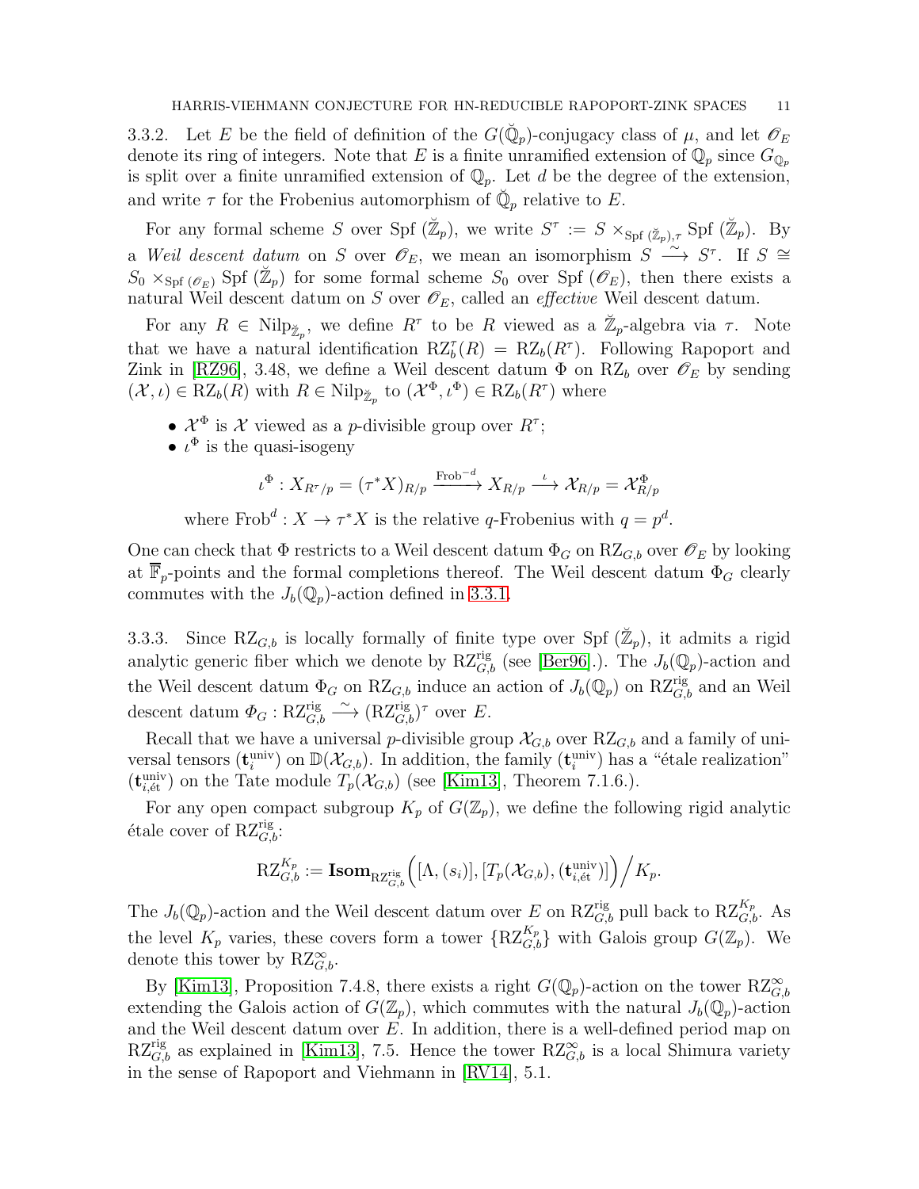3.3.2. Let $E$ be the field of definition of the $G(\breve{\mathbb{Q}}_p)$-conjugacy class of $\mu$, and let $\mathscr{O}_E$ denote its ring of integers. Note that $E$ is a finite unramified extension of $\mathbb{Q}_p$ since $G_{\mathbb{Q}_p}$ is split over a finite unramified extension of $\mathbb{Q}_p$. Let $d$ be the degree of the extension, and write $\tau$ for the Frobenius automorphism of $\breve{\mathbb{Q}}_p$ relative to $E$.

For any formal scheme $S$ over $\mathrm{Spf}\,(\breve{\mathbb{Z}}_p)$, we write $S^\tau := S \times_{\mathrm{Spf}\,(\breve{\mathbb{Z}}_p),\tau} \mathrm{Spf}\,(\breve{\mathbb{Z}}_p)$. By a *Weil descent datum* on $S$ over $\mathscr{O}_E$, we mean an isomorphism $S \xrightarrow{\sim} S^\tau$. If $S \cong S_0 \times_{\mathrm{Spf}\,(\mathscr{O}_E)} \mathrm{Spf}\,(\breve{\mathbb{Z}}_p)$ for some formal scheme $S_0$ over $\mathrm{Spf}\,(\mathscr{O}_E)$, then there exists a natural Weil descent datum on $S$ over $\mathscr{O}_E$, called an *effective* Weil descent datum.

For any $R \in \mathrm{Nilp}_{\breve{\mathbb{Z}}_p}$, we define $R^\tau$ to be $R$ viewed as a $\breve{\mathbb{Z}}_p$-algebra via $\tau$. Note that we have a natural identification $\mathrm{RZ}_b^\tau(R) = \mathrm{RZ}_b(R^\tau)$. Following Rapoport and Zink in [RZ96], 3.48, we define a Weil descent datum $\Phi$ on $\mathrm{RZ}_b$ over $\mathscr{O}_E$ by sending $(\mathcal{X}, \iota) \in \mathrm{RZ}_b(R)$ with $R \in \mathrm{Nilp}_{\breve{\mathbb{Z}}_p}$ to $(\mathcal{X}^\Phi, \iota^\Phi) \in \mathrm{RZ}_b(R^\tau)$ where

- $\mathcal{X}^\Phi$ is $\mathcal{X}$ viewed as a $p$-divisible group over $R^\tau$;
- $\iota^\Phi$ is the quasi-isogeny

$$\iota^\Phi : X_{R^\tau/p} = (\tau^* X)_{R/p} \xrightarrow{\mathrm{Frob}^{-d}} X_{R/p} \xrightarrow{\iota} \mathcal{X}_{R/p} = \mathcal{X}^\Phi_{R/p}$$

where $\mathrm{Frob}^d : X \to \tau^* X$ is the relative $q$-Frobenius with $q = p^d$.

One can check that $\Phi$ restricts to a Weil descent datum $\Phi_G$ on $\mathrm{RZ}_{G,b}$ over $\mathscr{O}_E$ by looking at $\overline{\mathbb{F}}_p$-points and the formal completions thereof. The Weil descent datum $\Phi_G$ clearly commutes with the $J_b(\mathbb{Q}_p)$-action defined in 3.3.1.

3.3.3. Since $\mathrm{RZ}_{G,b}$ is locally formally of finite type over $\mathrm{Spf}\,(\breve{\mathbb{Z}}_p)$, it admits a rigid analytic generic fiber which we denote by $\mathrm{RZ}_{G,b}^{\mathrm{rig}}$ (see [Ber96].). The $J_b(\mathbb{Q}_p)$-action and the Weil descent datum $\Phi_G$ on $\mathrm{RZ}_{G,b}$ induce an action of $J_b(\mathbb{Q}_p)$ on $\mathrm{RZ}_{G,b}^{\mathrm{rig}}$ and an Weil descent datum $\mathit{\Phi}_G : \mathrm{RZ}_{G,b}^{\mathrm{rig}} \xrightarrow{\sim} (\mathrm{RZ}_{G,b}^{\mathrm{rig}})^\tau$ over $E$.

Recall that we have a universal $p$-divisible group $\mathcal{X}_{G,b}$ over $\mathrm{RZ}_{G,b}$ and a family of universal tensors $(\mathbf{t}_i^{\mathrm{univ}})$ on $\mathbb{D}(\mathcal{X}_{G,b})$. In addition, the family $(\mathbf{t}_i^{\mathrm{univ}})$ has a "étale realization" $(\mathbf{t}_{i,\text{ét}}^{\mathrm{univ}})$ on the Tate module $T_p(\mathcal{X}_{G,b})$ (see [Kim13], Theorem 7.1.6.).

For any open compact subgroup $K_p$ of $G(\mathbb{Z}_p)$, we define the following rigid analytic étale cover of $\mathrm{RZ}_{G,b}^{\mathrm{rig}}$:

$$\mathrm{RZ}_{G,b}^{K_p} := \mathbf{Isom}_{\mathrm{RZ}_{G,b}^{\mathrm{rig}}}\Big([\Lambda, (s_i)], [T_p(\mathcal{X}_{G,b}), (\mathbf{t}_{i,\text{ét}}^{\mathrm{univ}})]\Big)\Big/ K_p.$$

The $J_b(\mathbb{Q}_p)$-action and the Weil descent datum over $E$ on $\mathrm{RZ}_{G,b}^{\mathrm{rig}}$ pull back to $\mathrm{RZ}_{G,b}^{K_p}$. As the level $K_p$ varies, these covers form a tower $\{\mathrm{RZ}_{G,b}^{K_p}\}$ with Galois group $G(\mathbb{Z}_p)$. We denote this tower by $\mathrm{RZ}_{G,b}^\infty$.

By [Kim13], Proposition 7.4.8, there exists a right $G(\mathbb{Q}_p)$-action on the tower $\mathrm{RZ}_{G,b}^\infty$ extending the Galois action of $G(\mathbb{Z}_p)$, which commutes with the natural $J_b(\mathbb{Q}_p)$-action and the Weil descent datum over $E$. In addition, there is a well-defined period map on $\mathrm{RZ}_{G,b}^{\mathrm{rig}}$ as explained in [Kim13], 7.5. Hence the tower $\mathrm{RZ}_{G,b}^\infty$ is a local Shimura variety in the sense of Rapoport and Viehmann in [RV14], 5.1.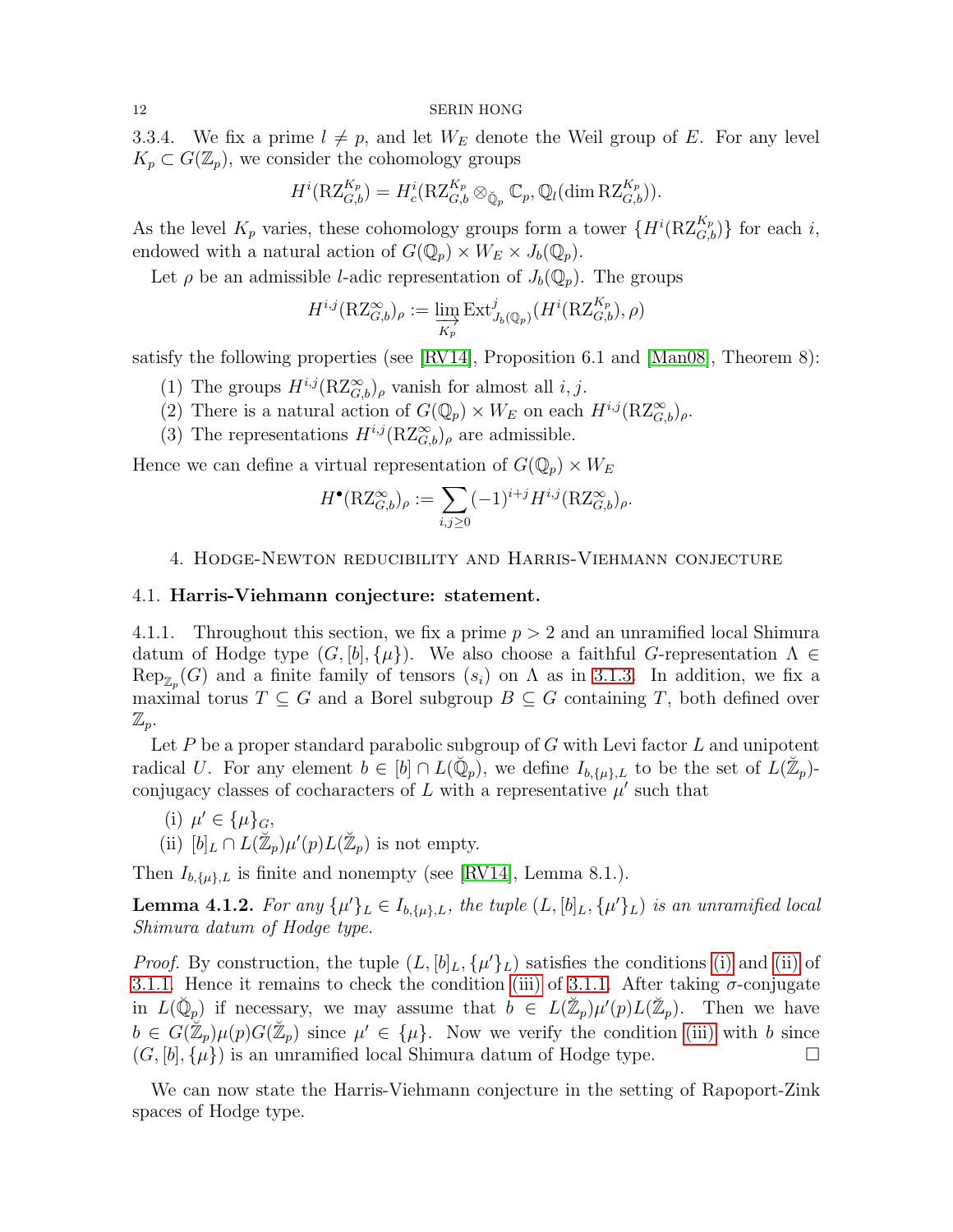3.3.4. We fix a prime $l \neq p$, and let $W_E$ denote the Weil group of $E$. For any level $K_p \subset G(\mathbb{Z}_p)$, we consider the cohomology groups

$$H^i(\mathrm{RZ}_{G,b}^{K_p}) = H_c^i(\mathrm{RZ}_{G,b}^{K_p} \otimes_{\breve{\mathbb{Q}}_p} \mathbb{C}_p, \mathbb{Q}_l(\dim \mathrm{RZ}_{G,b}^{K_p})).$$

As the level $K_p$ varies, these cohomology groups form a tower $\{H^i(\mathrm{RZ}_{G,b}^{K_p})\}$ for each $i$, endowed with a natural action of $G(\mathbb{Q}_p) \times W_E \times J_b(\mathbb{Q}_p)$.

Let $\rho$ be an admissible $l$-adic representation of $J_b(\mathbb{Q}_p)$. The groups

$$H^{i,j}(\mathrm{RZ}_{G,b}^{\infty})_\rho := \varinjlim_{K_p} \mathrm{Ext}^j_{J_b(\mathbb{Q}_p)}(H^i(\mathrm{RZ}_{G,b}^{K_p}), \rho)$$

satisfy the following properties (see [RV14], Proposition 6.1 and [Man08], Theorem 8):

1. The groups $H^{i,j}(\mathrm{RZ}_{G,b}^{\infty})_\rho$ vanish for almost all $i, j$.
2. There is a natural action of $G(\mathbb{Q}_p) \times W_E$ on each $H^{i,j}(\mathrm{RZ}_{G,b}^{\infty})_\rho$.
3. The representations $H^{i,j}(\mathrm{RZ}_{G,b}^{\infty})_\rho$ are admissible.

Hence we can define a virtual representation of $G(\mathbb{Q}_p) \times W_E$

$$H^{\bullet}(\mathrm{RZ}_{G,b}^{\infty})_\rho := \sum_{i,j \geq 0} (-1)^{i+j} H^{i,j}(\mathrm{RZ}_{G,b}^{\infty})_\rho.$$

## 4. Hodge-Newton reducibility and Harris-Viehmann conjecture

### 4.1. Harris-Viehmann conjecture: statement.

4.1.1. Throughout this section, we fix a prime $p > 2$ and an unramified local Shimura datum of Hodge type $(G, [b], \{\mu\})$. We also choose a faithful $G$-representation $\Lambda \in \mathrm{Rep}_{\mathbb{Z}_p}(G)$ and a finite family of tensors $(s_i)$ on $\Lambda$ as in 3.1.3. In addition, we fix a maximal torus $T \subseteq G$ and a Borel subgroup $B \subseteq G$ containing $T$, both defined over $\mathbb{Z}_p$.

Let $P$ be a proper standard parabolic subgroup of $G$ with Levi factor $L$ and unipotent radical $U$. For any element $b \in [b] \cap L(\breve{\mathbb{Q}}_p)$, we define $I_{b,\{\mu\},L}$ to be the set of $L(\breve{\mathbb{Z}}_p)$-conjugacy classes of cocharacters of $L$ with a representative $\mu'$ such that

(i) $\mu' \in \{\mu\}_G$,
(ii) $[b]_L \cap L(\breve{\mathbb{Z}}_p)\mu'(p)L(\breve{\mathbb{Z}}_p)$ is not empty.

Then $I_{b,\{\mu\},L}$ is finite and nonempty (see [RV14], Lemma 8.1.).

**Lemma 4.1.2.** *For any $\{\mu'\}_L \in I_{b,\{\mu\},L}$, the tuple $(L, [b]_L, \{\mu'\}_L)$ is an unramified local Shimura datum of Hodge type.*

*Proof.* By construction, the tuple $(L, [b]_L, \{\mu'\}_L)$ satisfies the conditions (i) and (ii) of 3.1.1. Hence it remains to check the condition (iii) of 3.1.1. After taking $\sigma$-conjugate in $L(\breve{\mathbb{Q}}_p)$ if necessary, we may assume that $b \in L(\breve{\mathbb{Z}}_p)\mu'(p)L(\breve{\mathbb{Z}}_p)$. Then we have $b \in G(\breve{\mathbb{Z}}_p)\mu(p)G(\breve{\mathbb{Z}}_p)$ since $\mu' \in \{\mu\}$. Now we verify the condition (iii) with $b$ since $(G, [b], \{\mu\})$ is an unramified local Shimura datum of Hodge type. □

We can now state the Harris-Viehmann conjecture in the setting of Rapoport-Zink spaces of Hodge type.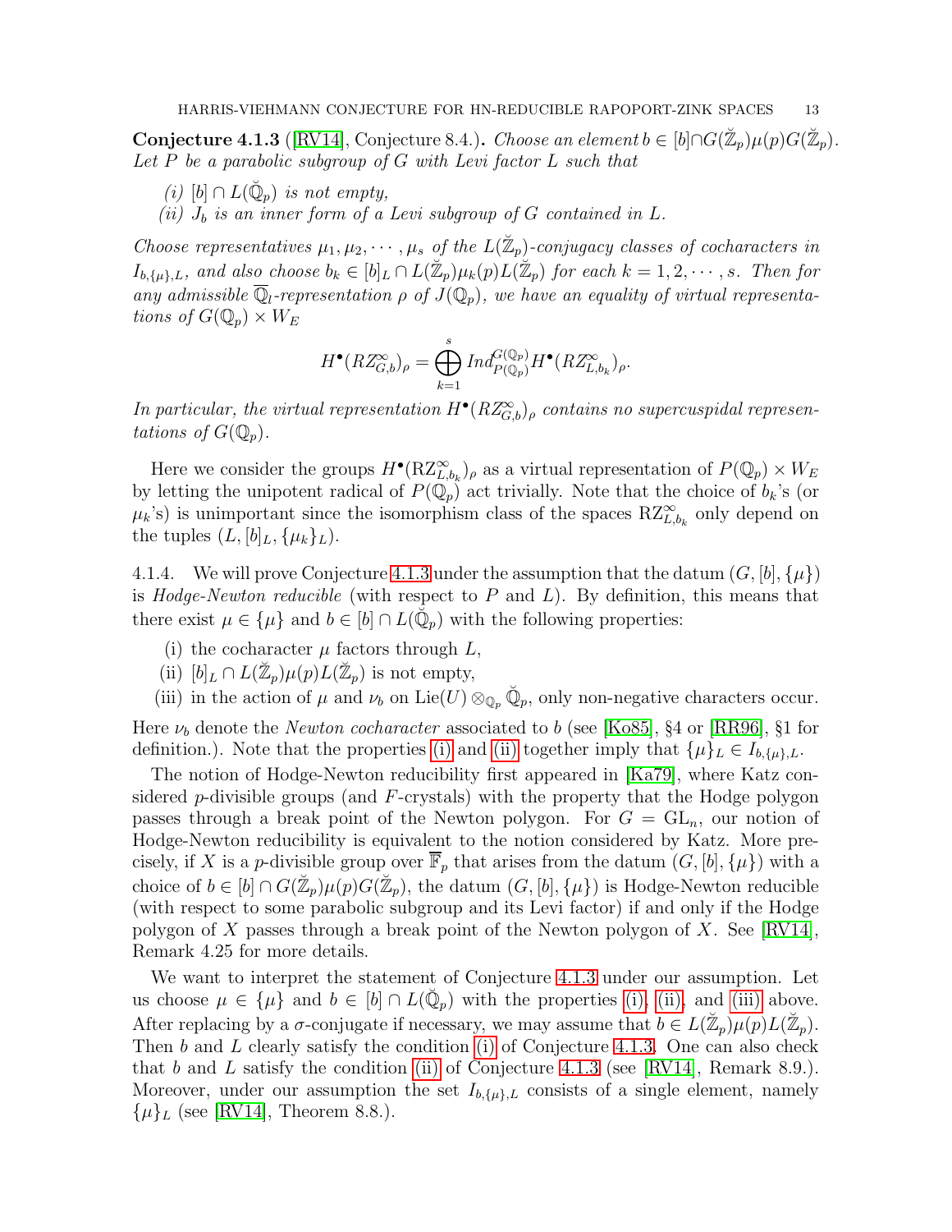**Conjecture 4.1.3** ([RV14], Conjecture 8.4.)**.** *Choose an element $b \in [b] \cap G(\breve{\mathbb{Z}}_p)\mu(p)G(\breve{\mathbb{Z}}_p)$. Let $P$ be a parabolic subgroup of $G$ with Levi factor $L$ such that*

*(i) $[b] \cap L(\breve{\mathbb{Q}}_p)$ is not empty,*
*(ii) $J_b$ is an inner form of a Levi subgroup of $G$ contained in $L$.*

*Choose representatives $\mu_1, \mu_2, \cdots, \mu_s$ of the $L(\breve{\mathbb{Z}}_p)$-conjugacy classes of cocharacters in $I_{b,\{\mu\},L}$, and also choose $b_k \in [b]_L \cap L(\breve{\mathbb{Z}}_p)\mu_k(p)L(\breve{\mathbb{Z}}_p)$ for each $k = 1, 2, \cdots, s$. Then for any admissible $\overline{\mathbb{Q}}_l$-representation $\rho$ of $J(\mathbb{Q}_p)$, we have an equality of virtual representations of $G(\mathbb{Q}_p) \times W_E$*

$$H^\bullet(RZ^\infty_{G,b})_\rho = \bigoplus_{k=1}^{s} Ind^{G(\mathbb{Q}_p)}_{P(\mathbb{Q}_p)} H^\bullet(RZ^\infty_{L,b_k})_\rho.$$

*In particular, the virtual representation $H^\bullet(RZ^\infty_{G,b})_\rho$ contains no supercuspidal representations of $G(\mathbb{Q}_p)$.*

Here we consider the groups $H^\bullet(\mathrm{RZ}^\infty_{L,b_k})_\rho$ as a virtual representation of $P(\mathbb{Q}_p) \times W_E$ by letting the unipotent radical of $P(\mathbb{Q}_p)$ act trivially. Note that the choice of $b_k$'s (or $\mu_k$'s) is unimportant since the isomorphism class of the spaces $\mathrm{RZ}^\infty_{L,b_k}$ only depend on the tuples $(L, [b]_L, \{\mu_k\}_L)$.

4.1.4. We will prove Conjecture 4.1.3 under the assumption that the datum $(G, [b], \{\mu\})$ is *Hodge-Newton reducible* (with respect to $P$ and $L$). By definition, this means that there exist $\mu \in \{\mu\}$ and $b \in [b] \cap L(\breve{\mathbb{Q}}_p)$ with the following properties:

(i) the cocharacter $\mu$ factors through $L$,
(ii) $[b]_L \cap L(\breve{\mathbb{Z}}_p)\mu(p)L(\breve{\mathbb{Z}}_p)$ is not empty,
(iii) in the action of $\mu$ and $\nu_b$ on $\mathrm{Lie}(U) \otimes_{\mathbb{Q}_p} \breve{\mathbb{Q}}_p$, only non-negative characters occur.

Here $\nu_b$ denote the *Newton cocharacter* associated to $b$ (see [Ko85], §4 or [RR96], §1 for definition.). Note that the properties (i) and (ii) together imply that $\{\mu\}_L \in I_{b,\{\mu\},L}$.

The notion of Hodge-Newton reducibility first appeared in [Ka79], where Katz considered $p$-divisible groups (and $F$-crystals) with the property that the Hodge polygon passes through a break point of the Newton polygon. For $G = \mathrm{GL}_n$, our notion of Hodge-Newton reducibility is equivalent to the notion considered by Katz. More precisely, if $X$ is a $p$-divisible group over $\overline{\mathbb{F}}_p$ that arises from the datum $(G, [b], \{\mu\})$ with a choice of $b \in [b] \cap G(\breve{\mathbb{Z}}_p)\mu(p)G(\breve{\mathbb{Z}}_p)$, the datum $(G, [b], \{\mu\})$ is Hodge-Newton reducible (with respect to some parabolic subgroup and its Levi factor) if and only if the Hodge polygon of $X$ passes through a break point of the Newton polygon of $X$. See [RV14], Remark 4.25 for more details.

We want to interpret the statement of Conjecture 4.1.3 under our assumption. Let us choose $\mu \in \{\mu\}$ and $b \in [b] \cap L(\breve{\mathbb{Q}}_p)$ with the properties (i), (ii), and (iii) above. After replacing by a $\sigma$-conjugate if necessary, we may assume that $b \in L(\breve{\mathbb{Z}}_p)\mu(p)L(\breve{\mathbb{Z}}_p)$. Then $b$ and $L$ clearly satisfy the condition (i) of Conjecture 4.1.3. One can also check that $b$ and $L$ satisfy the condition (ii) of Conjecture 4.1.3 (see [RV14], Remark 8.9.). Moreover, under our assumption the set $I_{b,\{\mu\},L}$ consists of a single element, namely $\{\mu\}_L$ (see [RV14], Theorem 8.8.).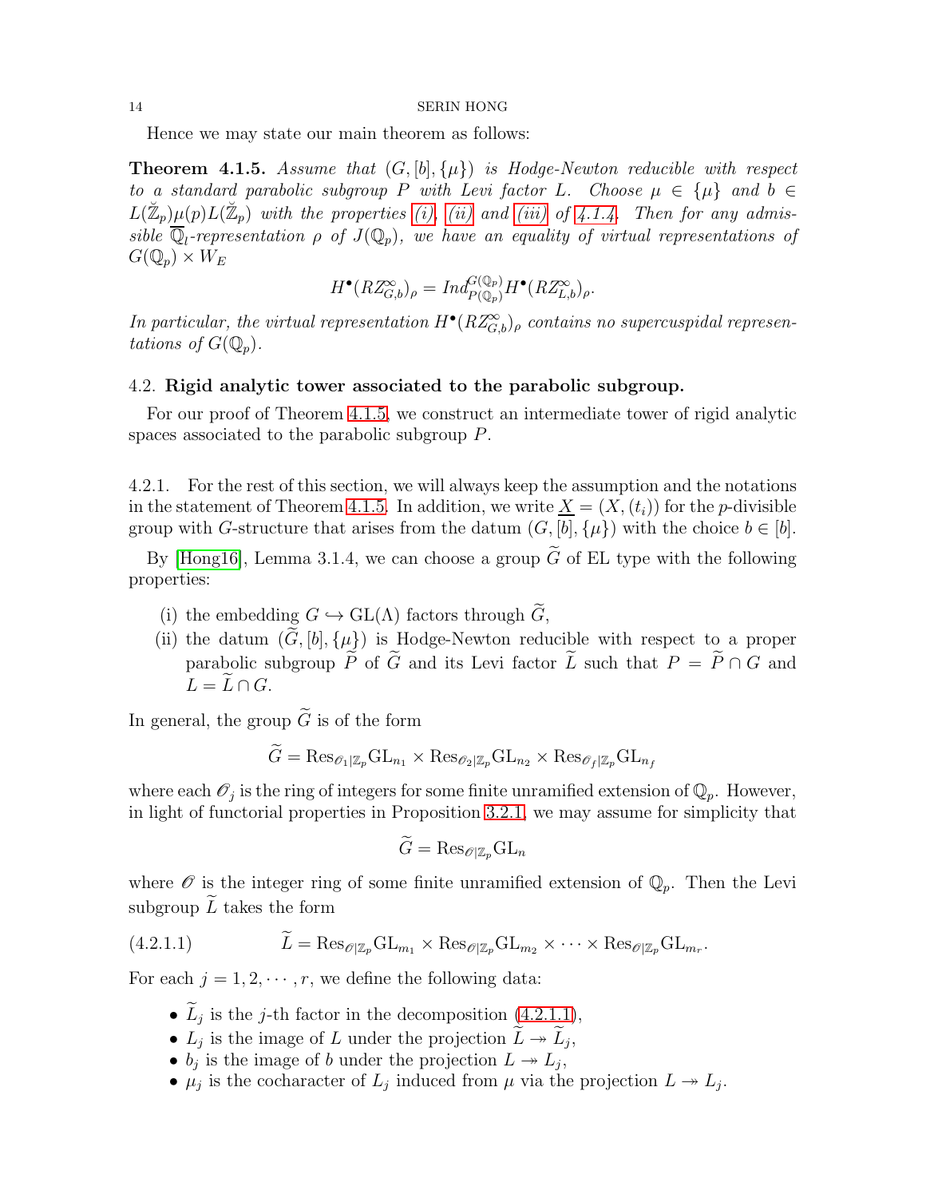Hence we may state our main theorem as follows:

**Theorem 4.1.5.** *Assume that $(G, [b], \{\mu\})$ is Hodge-Newton reducible with respect to a standard parabolic subgroup $P$ with Levi factor $L$. Choose $\mu \in \{\mu\}$ and $b \in L(\breve{\mathbb{Z}}_p)\mu(p)L(\breve{\mathbb{Z}}_p)$ with the properties (i), (ii) and (iii) of 4.1.4. Then for any admissible $\overline{\mathbb{Q}}_l$-representation $\rho$ of $J(\mathbb{Q}_p)$, we have an equality of virtual representations of $G(\mathbb{Q}_p) \times W_E$*

$$H^\bullet(RZ^\infty_{G,b})_\rho = Ind_{P(\mathbb{Q}_p)}^{G(\mathbb{Q}_p)} H^\bullet(RZ^\infty_{L,b})_\rho.$$

*In particular, the virtual representation $H^\bullet(RZ^\infty_{G,b})_\rho$ contains no supercuspidal representations of $G(\mathbb{Q}_p)$.*

## 4.2. Rigid analytic tower associated to the parabolic subgroup.

For our proof of Theorem 4.1.5, we construct an intermediate tower of rigid analytic spaces associated to the parabolic subgroup $P$.

4.2.1. For the rest of this section, we will always keep the assumption and the notations in the statement of Theorem 4.1.5. In addition, we write $\underline{X} = (X, (t_i))$ for the $p$-divisible group with $G$-structure that arises from the datum $(G, [b], \{\mu\})$ with the choice $b \in [b]$.

By [Hong16], Lemma 3.1.4, we can choose a group $\widetilde{G}$ of EL type with the following properties:

(i) the embedding $G \hookrightarrow \mathrm{GL}(\Lambda)$ factors through $\widetilde{G}$,
(ii) the datum $(\widetilde{G}, [b], \{\mu\})$ is Hodge-Newton reducible with respect to a proper parabolic subgroup $\widetilde{P}$ of $\widetilde{G}$ and its Levi factor $\widetilde{L}$ such that $P = \widetilde{P} \cap G$ and $L = \widetilde{L} \cap G$.

In general, the group $\widetilde{G}$ is of the form

$$\widetilde{G} = \mathrm{Res}_{\mathscr{O}_1|\mathbb{Z}_p}\mathrm{GL}_{n_1} \times \mathrm{Res}_{\mathscr{O}_2|\mathbb{Z}_p}\mathrm{GL}_{n_2} \times \mathrm{Res}_{\mathscr{O}_f|\mathbb{Z}_p}\mathrm{GL}_{n_f}$$

where each $\mathscr{O}_j$ is the ring of integers for some finite unramified extension of $\mathbb{Q}_p$. However, in light of functorial properties in Proposition 3.2.1, we may assume for simplicity that

$$\widetilde{G} = \mathrm{Res}_{\mathscr{O}|\mathbb{Z}_p}\mathrm{GL}_n$$

where $\mathscr{O}$ is the integer ring of some finite unramified extension of $\mathbb{Q}_p$. Then the Levi subgroup $\widetilde{L}$ takes the form

$$\widetilde{L} = \mathrm{Res}_{\mathscr{O}|\mathbb{Z}_p}\mathrm{GL}_{m_1} \times \mathrm{Res}_{\mathscr{O}|\mathbb{Z}_p}\mathrm{GL}_{m_2} \times \cdots \times \mathrm{Res}_{\mathscr{O}|\mathbb{Z}_p}\mathrm{GL}_{m_r}. \tag{4.2.1.1}$$

For each $j = 1, 2, \cdots, r$, we define the following data:

- $\widetilde{L}_j$ is the $j$-th factor in the decomposition (4.2.1.1),
- $L_j$ is the image of $L$ under the projection $\widetilde{L} \twoheadrightarrow \widetilde{L}_j$,
- $b_j$ is the image of $b$ under the projection $L \twoheadrightarrow L_j$,
- $\mu_j$ is the cocharacter of $L_j$ induced from $\mu$ via the projection $L \twoheadrightarrow L_j$.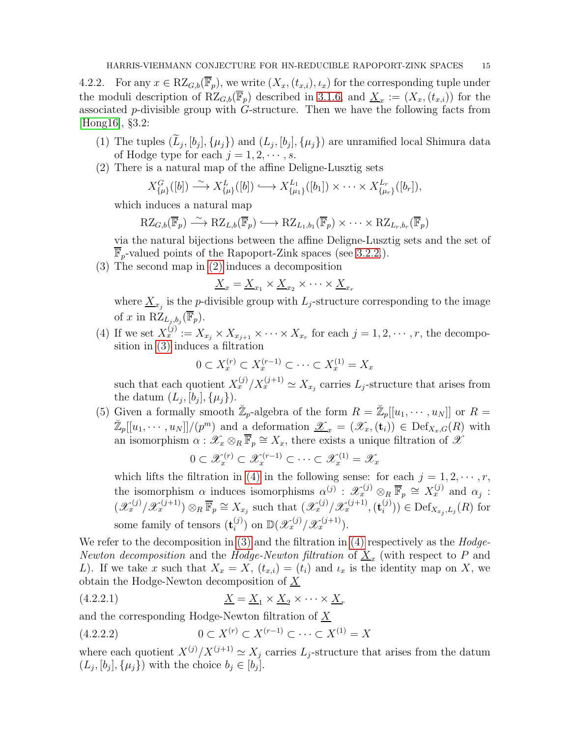4.2.2. For any $x \in \mathrm{RZ}_{G,b}(\overline{\mathbb{F}}_p)$, we write $(X_x, (t_{x,i}), \iota_x)$ for the corresponding tuple under the moduli description of $\mathrm{RZ}_{G,b}(\overline{\mathbb{F}}_p)$ described in 3.1.6, and $\underline{X}_x := (X_x, (t_{x,i}))$ for the associated $p$-divisible group with $G$-structure. Then we have the following facts from [Hong16], §3.2:

(1) The tuples $(\widetilde{L}_j, [b_j], \{\mu_j\})$ and $(L_j, [b_j], \{\mu_j\})$ are unramified local Shimura data of Hodge type for each $j = 1, 2, \cdots, s$.

(2) There is a natural map of the affine Deligne-Lusztig sets

$$X^G_{\{\mu\}}([b]) \xrightarrow{\sim} X^L_{\{\mu\}}([b]) \hookrightarrow X^{L_1}_{\{\mu_1\}}([b_1]) \times \cdots \times X^{L_r}_{\{\mu_r\}}([b_r]),$$

which induces a natural map

$$\mathrm{RZ}_{G,b}(\overline{\mathbb{F}}_p) \xrightarrow{\sim} \mathrm{RZ}_{L,b}(\overline{\mathbb{F}}_p) \hookrightarrow \mathrm{RZ}_{L_1,b_1}(\overline{\mathbb{F}}_p) \times \cdots \times \mathrm{RZ}_{L_r,b_r}(\overline{\mathbb{F}}_p)$$

via the natural bijections between the affine Deligne-Lusztig sets and the set of $\overline{\mathbb{F}}_p$-valued points of the Rapoport-Zink spaces (see 3.2.2.).

(3) The second map in (2) induces a decomposition

$$\underline{X}_x = \underline{X}_{x_1} \times \underline{X}_{x_2} \times \cdots \times \underline{X}_{x_r}$$

where $\underline{X}_{x_j}$ is the $p$-divisible group with $L_j$-structure corresponding to the image of $x$ in $\mathrm{RZ}_{L_j,b_j}(\overline{\mathbb{F}}_p)$.

(4) If we set $X^{(j)}_x := X_{x_j} \times X_{x_{j+1}} \times \cdots \times X_{x_r}$ for each $j = 1, 2, \cdots, r$, the decomposition in (3) induces a filtration

$$0 \subset X^{(r)}_x \subset X^{(r-1)}_x \subset \cdots \subset X^{(1)}_x = X_x$$

such that each quotient $X^{(j)}_x / X^{(j+1)}_x \simeq X_{x_j}$ carries $L_j$-structure that arises from the datum $(L_j, [b_j], \{\mu_j\})$.

(5) Given a formally smooth $\breve{\mathbb{Z}}_p$-algebra of the form $R = \breve{\mathbb{Z}}_p[[u_1, \cdots, u_N]]$ or $R = \breve{\mathbb{Z}}_p[[u_1, \cdots, u_N]]/(p^m)$ and a deformation $\underline{\mathscr{X}}_x = (\mathscr{X}_x, (\mathbf{t}_i)) \in \mathrm{Def}_{X_x,G}(R)$ with an isomorphism $\alpha : \mathscr{X}_x \otimes_R \overline{\mathbb{F}}_p \cong X_x$, there exists a unique filtration of $\mathscr{X}$

$$0 \subset \mathscr{X}^{(r)}_x \subset \mathscr{X}^{(r-1)}_x \subset \cdots \subset \mathscr{X}^{(1)}_x = \mathscr{X}_x$$

which lifts the filtration in (4) in the following sense: for each $j = 1, 2, \cdots, r$, the isomorphism $\alpha$ induces isomorphisms $\alpha^{(j)} : \mathscr{X}^{(j)}_x \otimes_R \overline{\mathbb{F}}_p \cong X^{(j)}_x$ and $\alpha_j : (\mathscr{X}^{(j)}_x / \mathscr{X}^{(j+1)}_x) \otimes_R \overline{\mathbb{F}}_p \cong X_{x_j}$ such that $(\mathscr{X}^{(j)}_x / \mathscr{X}^{(j+1)}_x, (\mathbf{t}^{(j)}_i)) \in \mathrm{Def}_{X_{x_j},L_j}(R)$ for some family of tensors $(\mathbf{t}^{(j)}_i)$ on $\mathbb{D}(\mathscr{X}^{(j)}_x / \mathscr{X}^{(j+1)}_x)$.

We refer to the decomposition in (3) and the filtration in (4) respectively as the *Hodge-Newton decomposition* and the *Hodge-Newton filtration* of $\underline{X}_x$ (with respect to $P$ and $L$). If we take $x$ such that $X_x = X$, $(t_{x,i}) = (t_i)$ and $\iota_x$ is the identity map on $X$, we obtain the Hodge-Newton decomposition of $\underline{X}$

$$\underline{X} = \underline{X}_1 \times \underline{X}_2 \times \cdots \times \underline{X}_r \tag{4.2.2.1}$$

and the corresponding Hodge-Newton filtration of $\underline{X}$

$$0 \subset X^{(r)} \subset X^{(r-1)} \subset \cdots \subset X^{(1)} = X \tag{4.2.2.2}$$

where each quotient $X^{(j)}/X^{(j+1)} \simeq X_j$ carries $L_j$-structure that arises from the datum $(L_j, [b_j], \{\mu_j\})$ with the choice $b_j \in [b_j]$.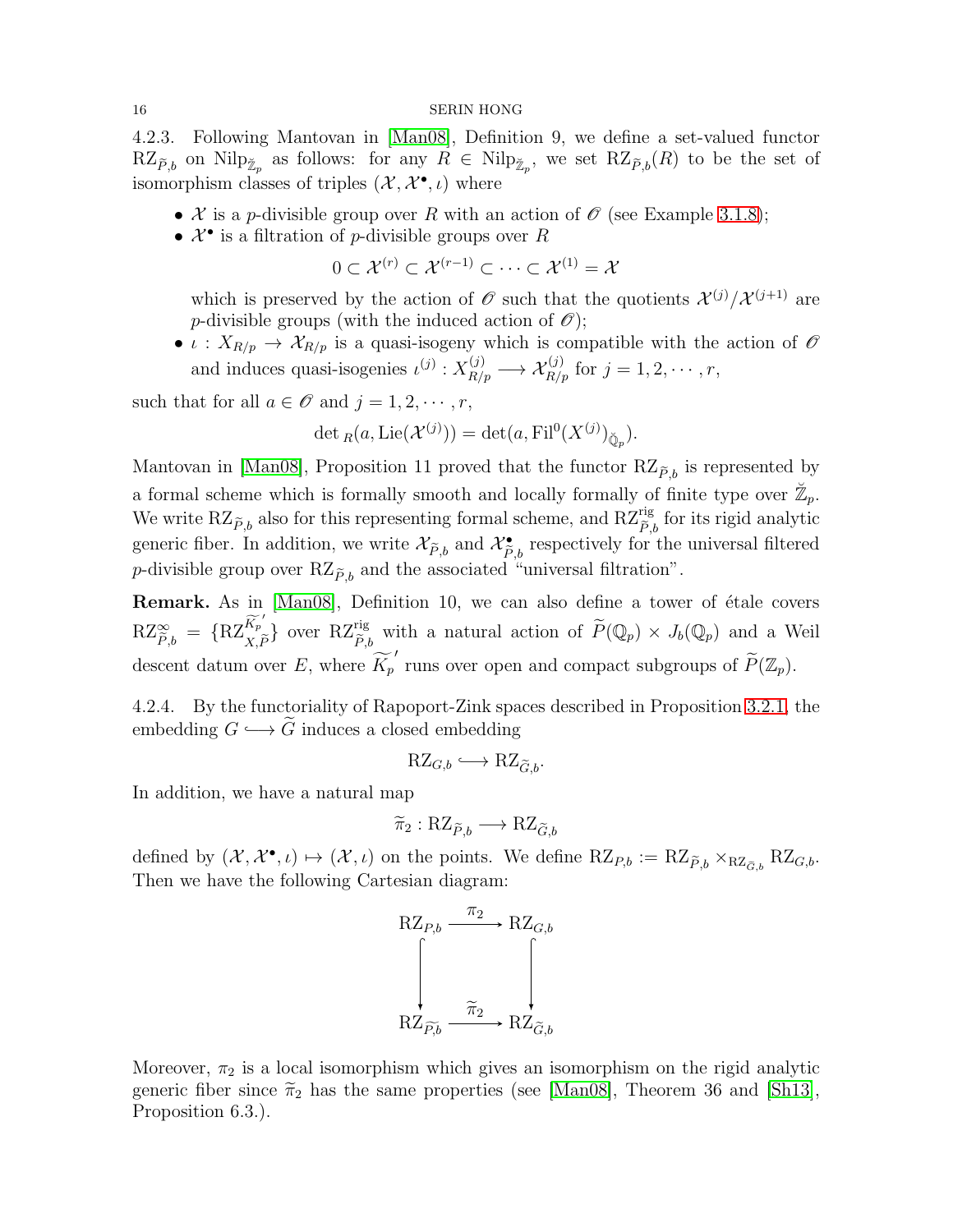4.2.3. Following Mantovan in [Man08], Definition 9, we define a set-valued functor $\mathrm{RZ}_{\widetilde{P},b}$ on $\mathrm{Nilp}_{\breve{\mathbb{Z}}_p}$ as follows: for any $R \in \mathrm{Nilp}_{\breve{\mathbb{Z}}_p}$, we set $\mathrm{RZ}_{\widetilde{P},b}(R)$ to be the set of isomorphism classes of triples $(\mathcal{X}, \mathcal{X}^\bullet, \iota)$ where

- $\mathcal{X}$ is a $p$-divisible group over $R$ with an action of $\mathscr{O}$ (see Example 3.1.8);
- $\mathcal{X}^\bullet$ is a filtration of $p$-divisible groups over $R$
$$0 \subset \mathcal{X}^{(r)} \subset \mathcal{X}^{(r-1)} \subset \cdots \subset \mathcal{X}^{(1)} = \mathcal{X}$$
which is preserved by the action of $\mathscr{O}$ such that the quotients $\mathcal{X}^{(j)}/\mathcal{X}^{(j+1)}$ are $p$-divisible groups (with the induced action of $\mathscr{O}$);
- $\iota : X_{R/p} \to \mathcal{X}_{R/p}$ is a quasi-isogeny which is compatible with the action of $\mathscr{O}$ and induces quasi-isogenies $\iota^{(j)} : X^{(j)}_{R/p} \longrightarrow \mathcal{X}^{(j)}_{R/p}$ for $j = 1, 2, \cdots, r$,

such that for all $a \in \mathscr{O}$ and $j = 1, 2, \cdots, r$,
$$\det{}_R(a, \mathrm{Lie}(\mathcal{X}^{(j)})) = \det(a, \mathrm{Fil}^0(X^{(j)})_{\breve{\mathbb{Q}}_p}).$$
Mantovan in [Man08], Proposition 11 proved that the functor $\mathrm{RZ}_{\widetilde{P},b}$ is represented by a formal scheme which is formally smooth and locally formally of finite type over $\breve{\mathbb{Z}}_p$. We write $\mathrm{RZ}_{\widetilde{P},b}$ also for this representing formal scheme, and $\mathrm{RZ}^{\mathrm{rig}}_{\widetilde{P},b}$ for its rigid analytic generic fiber. In addition, we write $\mathcal{X}_{\widetilde{P},b}$ and $\mathcal{X}^\bullet_{\widetilde{P},b}$ respectively for the universal filtered $p$-divisible group over $\mathrm{RZ}_{\widetilde{P},b}$ and the associated "universal filtration".

**Remark.** As in [Man08], Definition 10, we can also define a tower of étale covers $\mathrm{RZ}^\infty_{\widetilde{P},b} = \{\mathrm{RZ}^{\widetilde{K_p}'}_{X,\widetilde{P}}\}$ over $\mathrm{RZ}^{\mathrm{rig}}_{\widetilde{P},b}$ with a natural action of $\widetilde{P}(\mathbb{Q}_p) \times J_b(\mathbb{Q}_p)$ and a Weil descent datum over $E$, where $\widetilde{K_p}'$ runs over open and compact subgroups of $\widetilde{P}(\mathbb{Z}_p)$.

4.2.4. By the functoriality of Rapoport-Zink spaces described in Proposition 3.2.1, the embedding $G \hookrightarrow \widetilde{G}$ induces a closed embedding
$$\mathrm{RZ}_{G,b} \hookrightarrow \mathrm{RZ}_{\widetilde{G},b}.$$
In addition, we have a natural map
$$\widetilde{\pi}_2 : \mathrm{RZ}_{\widetilde{P},b} \longrightarrow \mathrm{RZ}_{\widetilde{G},b}$$
defined by $(\mathcal{X}, \mathcal{X}^\bullet, \iota) \mapsto (\mathcal{X}, \iota)$ on the points. We define $\mathrm{RZ}_{P,b} := \mathrm{RZ}_{\widetilde{P},b} \times_{\mathrm{RZ}_{\widetilde{G},b}} \mathrm{RZ}_{G,b}$. Then we have the following Cartesian diagram:

$$\begin{array}{ccc}
\mathrm{RZ}_{P,b} & \xrightarrow{\pi_2} & \mathrm{RZ}_{G,b} \\
\big\downarrow & & \big\downarrow \\
\mathrm{RZ}_{\widetilde{P},b} & \xrightarrow{\widetilde{\pi}_2} & \mathrm{RZ}_{\widetilde{G},b}
\end{array}$$

Moreover, $\pi_2$ is a local isomorphism which gives an isomorphism on the rigid analytic generic fiber since $\widetilde{\pi}_2$ has the same properties (see [Man08], Theorem 36 and [Sh13], Proposition 6.3.).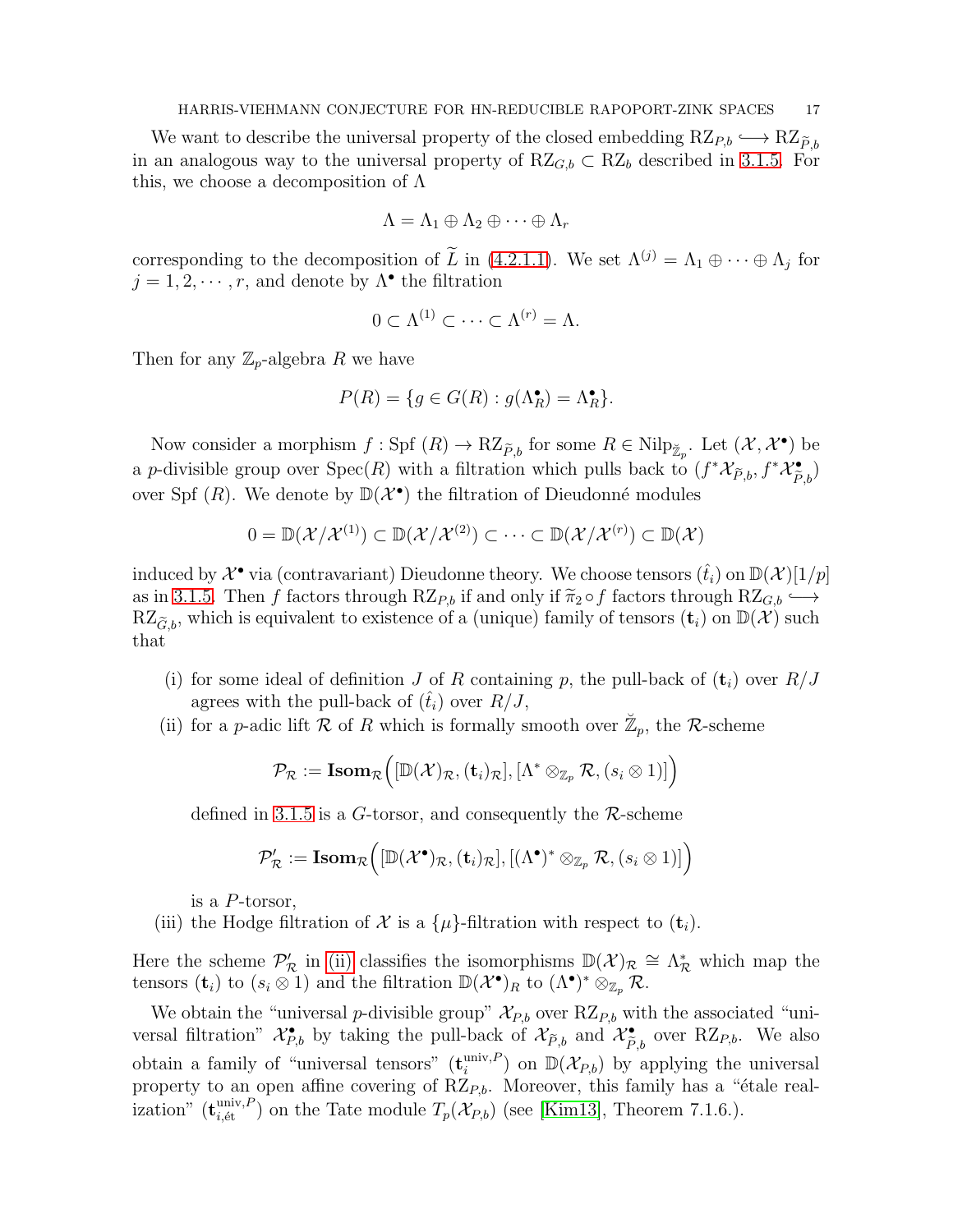We want to describe the universal property of the closed embedding $\mathrm{RZ}_{P,b} \hookrightarrow \mathrm{RZ}_{\widetilde{P},b}$ in an analogous way to the universal property of $\mathrm{RZ}_{G,b} \subset \mathrm{RZ}_b$ described in 3.1.5. For this, we choose a decomposition of $\Lambda$

$$\Lambda = \Lambda_1 \oplus \Lambda_2 \oplus \cdots \oplus \Lambda_r$$

corresponding to the decomposition of $\widetilde{L}$ in (4.2.1.1). We set $\Lambda^{(j)} = \Lambda_1 \oplus \cdots \oplus \Lambda_j$ for $j = 1, 2, \cdots, r$, and denote by $\Lambda^\bullet$ the filtration

$$0 \subset \Lambda^{(1)} \subset \cdots \subset \Lambda^{(r)} = \Lambda.$$

Then for any $\mathbb{Z}_p$-algebra $R$ we have

$$P(R) = \{g \in G(R) : g(\Lambda^\bullet_R) = \Lambda^\bullet_R\}.$$

Now consider a morphism $f : \mathrm{Spf}\,(R) \to \mathrm{RZ}_{\widetilde{P},b}$ for some $R \in \mathrm{Nilp}_{\breve{\mathbb{Z}}_p}$. Let $(\mathcal{X}, \mathcal{X}^\bullet)$ be a $p$-divisible group over $\mathrm{Spec}(R)$ with a filtration which pulls back to $(f^*\mathcal{X}_{\widetilde{P},b}, f^*\mathcal{X}^\bullet_{\widetilde{P},b})$ over $\mathrm{Spf}\,(R)$. We denote by $\mathbb{D}(\mathcal{X}^\bullet)$ the filtration of Dieudonné modules

$$0 = \mathbb{D}(\mathcal{X}/\mathcal{X}^{(1)}) \subset \mathbb{D}(\mathcal{X}/\mathcal{X}^{(2)}) \subset \cdots \subset \mathbb{D}(\mathcal{X}/\mathcal{X}^{(r)}) \subset \mathbb{D}(\mathcal{X})$$

induced by $\mathcal{X}^\bullet$ via (contravariant) Dieudonne theory. We choose tensors $(\hat{t}_i)$ on $\mathbb{D}(\mathcal{X})[1/p]$ as in 3.1.5. Then $f$ factors through $\mathrm{RZ}_{P,b}$ if and only if $\widetilde{\pi}_2 \circ f$ factors through $\mathrm{RZ}_{G,b} \hookrightarrow \mathrm{RZ}_{\widetilde{G},b}$, which is equivalent to existence of a (unique) family of tensors $(\mathbf{t}_i)$ on $\mathbb{D}(\mathcal{X})$ such that

- (i) for some ideal of definition $J$ of $R$ containing $p$, the pull-back of $(\mathbf{t}_i)$ over $R/J$ agrees with the pull-back of $(\hat{t}_i)$ over $R/J$,
- (ii) for a $p$-adic lift $\mathcal{R}$ of $R$ which is formally smooth over $\breve{\mathbb{Z}}_p$, the $\mathcal{R}$-scheme

$$\mathcal{P}_{\mathcal{R}} := \mathbf{Isom}_{\mathcal{R}}\Big([\mathbb{D}(\mathcal{X})_{\mathcal{R}}, (\mathbf{t}_i)_{\mathcal{R}}], [\Lambda^* \otimes_{\mathbb{Z}_p} \mathcal{R}, (s_i \otimes 1)]\Big)$$

  defined in 3.1.5 is a $G$-torsor, and consequently the $\mathcal{R}$-scheme

$$\mathcal{P}'_{\mathcal{R}} := \mathbf{Isom}_{\mathcal{R}}\Big([\mathbb{D}(\mathcal{X}^\bullet)_{\mathcal{R}}, (\mathbf{t}_i)_{\mathcal{R}}], [(\Lambda^\bullet)^* \otimes_{\mathbb{Z}_p} \mathcal{R}, (s_i \otimes 1)]\Big)$$

  is a $P$-torsor,
- (iii) the Hodge filtration of $\mathcal{X}$ is a $\{\mu\}$-filtration with respect to $(\mathbf{t}_i)$.

Here the scheme $\mathcal{P}'_{\mathcal{R}}$ in (ii) classifies the isomorphisms $\mathbb{D}(\mathcal{X})_{\mathcal{R}} \cong \Lambda^*_{\mathcal{R}}$ which map the tensors $(\mathbf{t}_i)$ to $(s_i \otimes 1)$ and the filtration $\mathbb{D}(\mathcal{X}^\bullet)_R$ to $(\Lambda^\bullet)^* \otimes_{\mathbb{Z}_p} \mathcal{R}$.

We obtain the "universal $p$-divisible group" $\mathcal{X}_{P,b}$ over $\mathrm{RZ}_{P,b}$ with the associated "universal filtration" $\mathcal{X}^\bullet_{P,b}$ by taking the pull-back of $\mathcal{X}_{\widetilde{P},b}$ and $\mathcal{X}^\bullet_{\widetilde{P},b}$ over $\mathrm{RZ}_{P,b}$. We also obtain a family of "universal tensors" $(\mathbf{t}_i^{\mathrm{univ},P})$ on $\mathbb{D}(\mathcal{X}_{P,b})$ by applying the universal property to an open affine covering of $\mathrm{RZ}_{P,b}$. Moreover, this family has a "étale realization" $(\mathbf{t}_{i,\text{ét}}^{\mathrm{univ},P})$ on the Tate module $T_p(\mathcal{X}_{P,b})$ (see [Kim13], Theorem 7.1.6.).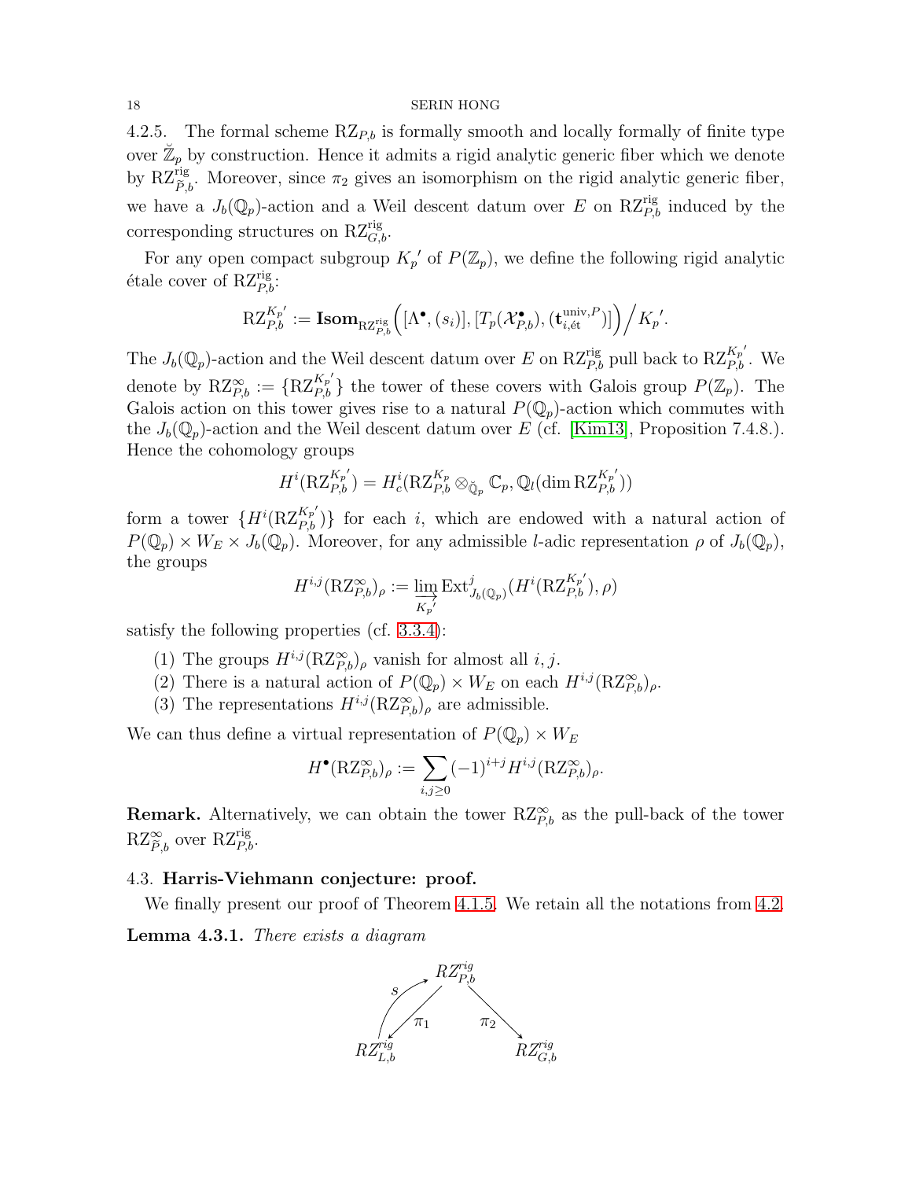4.2.5. The formal scheme $\mathrm{RZ}_{P,b}$ is formally smooth and locally formally of finite type over $\breve{\mathbb{Z}}_p$ by construction. Hence it admits a rigid analytic generic fiber which we denote by $\mathrm{RZ}^{\mathrm{rig}}_{\widetilde{P},b}$. Moreover, since $\pi_2$ gives an isomorphism on the rigid analytic generic fiber, we have a $J_b(\mathbb{Q}_p)$-action and a Weil descent datum over $E$ on $\mathrm{RZ}^{\mathrm{rig}}_{P,b}$ induced by the corresponding structures on $\mathrm{RZ}^{\mathrm{rig}}_{G,b}$.

For any open compact subgroup ${K_p}'$ of $P(\mathbb{Z}_p)$, we define the following rigid analytic étale cover of $\mathrm{RZ}^{\mathrm{rig}}_{P,b}$:

$$\mathrm{RZ}^{{K_p}'}_{P,b} := \mathbf{Isom}_{\mathrm{RZ}^{\mathrm{rig}}_{P,b}}\Big([\Lambda^\bullet, (s_i)], [T_p(\mathcal{X}^\bullet_{P,b}), (\mathbf{t}^{\mathrm{univ},P}_{i,\text{ét}})]\Big)\Big/{K_p}'.$$

The $J_b(\mathbb{Q}_p)$-action and the Weil descent datum over $E$ on $\mathrm{RZ}^{\mathrm{rig}}_{P,b}$ pull back to $\mathrm{RZ}^{{K_p}'}_{P,b}$. We denote by $\mathrm{RZ}^\infty_{P,b} := \{\mathrm{RZ}^{{K_p}'}_{P,b}\}$ the tower of these covers with Galois group $P(\mathbb{Z}_p)$. The Galois action on this tower gives rise to a natural $P(\mathbb{Q}_p)$-action which commutes with the $J_b(\mathbb{Q}_p)$-action and the Weil descent datum over $E$ (cf. [Kim13], Proposition 7.4.8.). Hence the cohomology groups

$$H^i(\mathrm{RZ}^{{K_p}'}_{P,b}) = H^i_c(\mathrm{RZ}^{K_p}_{P,b} \otimes_{\breve{\mathbb{Q}}_p} \mathbb{C}_p, \mathbb{Q}_l(\dim \mathrm{RZ}^{{K_p}'}_{P,b}))$$

form a tower $\{H^i(\mathrm{RZ}^{{K_p}'}_{P,b})\}$ for each $i$, which are endowed with a natural action of $P(\mathbb{Q}_p) \times W_E \times J_b(\mathbb{Q}_p)$. Moreover, for any admissible $l$-adic representation $\rho$ of $J_b(\mathbb{Q}_p)$, the groups

$$H^{i,j}(\mathrm{RZ}^\infty_{P,b})_\rho := \varinjlim_{{K_p}'} \mathrm{Ext}^j_{J_b(\mathbb{Q}_p)}(H^i(\mathrm{RZ}^{{K_p}'}_{P,b}), \rho)$$

satisfy the following properties (cf. 3.3.4):

(1) The groups $H^{i,j}(\mathrm{RZ}^\infty_{P,b})_\rho$ vanish for almost all $i, j$.
(2) There is a natural action of $P(\mathbb{Q}_p) \times W_E$ on each $H^{i,j}(\mathrm{RZ}^\infty_{P,b})_\rho$.
(3) The representations $H^{i,j}(\mathrm{RZ}^\infty_{P,b})_\rho$ are admissible.

We can thus define a virtual representation of $P(\mathbb{Q}_p) \times W_E$

$$H^\bullet(\mathrm{RZ}^\infty_{P,b})_\rho := \sum_{i,j\geq 0} (-1)^{i+j} H^{i,j}(\mathrm{RZ}^\infty_{P,b})_\rho.$$

**Remark.** Alternatively, we can obtain the tower $\mathrm{RZ}^\infty_{P,b}$ as the pull-back of the tower $\mathrm{RZ}^\infty_{\widetilde{P},b}$ over $\mathrm{RZ}^{\mathrm{rig}}_{P,b}$.

## 4.3. Harris-Viehmann conjecture: proof.

We finally present our proof of Theorem 4.1.5. We retain all the notations from 4.2.

**Lemma 4.3.1.** *There exists a diagram*

$$\begin{array}{ccccc} & & RZ^{rig}_{P,b} & & \\ & {\scriptstyle s}\nearrow \swarrow{\scriptstyle \pi_1} & & \searrow{\scriptstyle \pi_2} & \\ RZ^{rig}_{L,b} & & & & RZ^{rig}_{G,b} \end{array}$$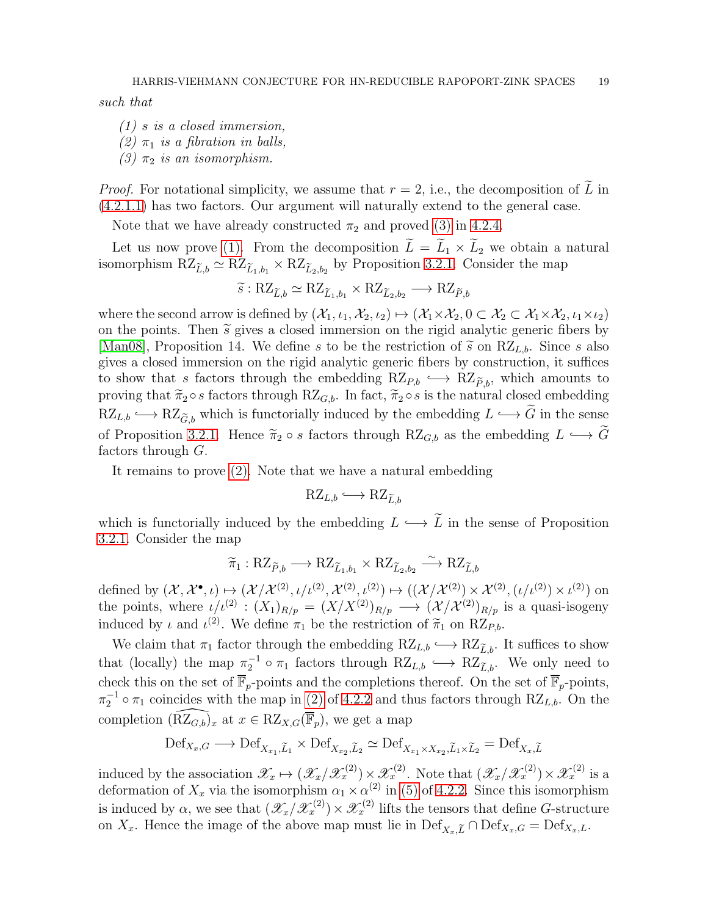*such that*

*(1) $s$ is a closed immersion,*
*(2) $\pi_1$ is a fibration in balls,*
*(3) $\pi_2$ is an isomorphism.*

*Proof.* For notational simplicity, we assume that $r = 2$, i.e., the decomposition of $\widetilde{L}$ in (4.2.1.1) has two factors. Our argument will naturally extend to the general case.

Note that we have already constructed $\pi_2$ and proved (3) in 4.2.4.

Let us now prove (1). From the decomposition $\widetilde{L} = \widetilde{L}_1 \times \widetilde{L}_2$ we obtain a natural isomorphism $\mathrm{RZ}_{\widetilde{L},b} \simeq \mathrm{RZ}_{\widetilde{L}_1,b_1} \times \mathrm{RZ}_{\widetilde{L}_2,b_2}$ by Proposition 3.2.1. Consider the map

$$\widetilde{s} : \mathrm{RZ}_{\widetilde{L},b} \simeq \mathrm{RZ}_{\widetilde{L}_1,b_1} \times \mathrm{RZ}_{\widetilde{L}_2,b_2} \longrightarrow \mathrm{RZ}_{\widetilde{P},b}$$

where the second arrow is defined by $(\mathcal{X}_1, \iota_1, \mathcal{X}_2, \iota_2) \mapsto (\mathcal{X}_1 \times \mathcal{X}_2, 0 \subset \mathcal{X}_2 \subset \mathcal{X}_1 \times \mathcal{X}_2, \iota_1 \times \iota_2)$ on the points. Then $\widetilde{s}$ gives a closed immersion on the rigid analytic generic fibers by [Man08], Proposition 14. We define $s$ to be the restriction of $\widetilde{s}$ on $\mathrm{RZ}_{L,b}$. Since $s$ also gives a closed immersion on the rigid analytic generic fibers by construction, it suffices to show that $s$ factors through the embedding $\mathrm{RZ}_{P,b} \hookrightarrow \mathrm{RZ}_{\widetilde{P},b}$, which amounts to proving that $\widetilde{\pi}_2 \circ s$ factors through $\mathrm{RZ}_{G,b}$. In fact, $\widetilde{\pi}_2 \circ s$ is the natural closed embedding $\mathrm{RZ}_{L,b} \hookrightarrow \mathrm{RZ}_{\widetilde{G},b}$ which is functorially induced by the embedding $L \hookrightarrow \widetilde{G}$ in the sense of Proposition 3.2.1. Hence $\widetilde{\pi}_2 \circ s$ factors through $\mathrm{RZ}_{G,b}$ as the embedding $L \hookrightarrow \widetilde{G}$ factors through $G$.

It remains to prove (2). Note that we have a natural embedding

$$\mathrm{RZ}_{L,b} \hookrightarrow \mathrm{RZ}_{\widetilde{L},b}$$

which is functorially induced by the embedding $L \hookrightarrow \widetilde{L}$ in the sense of Proposition 3.2.1. Consider the map

$$\widetilde{\pi}_1 : \mathrm{RZ}_{\widetilde{P},b} \longrightarrow \mathrm{RZ}_{\widetilde{L}_1,b_1} \times \mathrm{RZ}_{\widetilde{L}_2,b_2} \xrightarrow{\sim} \mathrm{RZ}_{\widetilde{L},b}$$

defined by $(\mathcal{X}, \mathcal{X}^\bullet, \iota) \mapsto (\mathcal{X}/\mathcal{X}^{(2)}, \iota/\iota^{(2)}, \mathcal{X}^{(2)}, \iota^{(2)}) \mapsto ((\mathcal{X}/\mathcal{X}^{(2)}) \times \mathcal{X}^{(2)}, (\iota/\iota^{(2)}) \times \iota^{(2)})$ on the points, where $\iota/\iota^{(2)} : (X_1)_{R/p} = (X/X^{(2)})_{R/p} \longrightarrow (\mathcal{X}/\mathcal{X}^{(2)})_{R/p}$ is a quasi-isogeny induced by $\iota$ and $\iota^{(2)}$. We define $\pi_1$ be the restriction of $\widetilde{\pi}_1$ on $\mathrm{RZ}_{P,b}$.

We claim that $\pi_1$ factor through the embedding $\mathrm{RZ}_{L,b} \hookrightarrow \mathrm{RZ}_{\widetilde{L},b}$. It suffices to show that (locally) the map $\pi_2^{-1} \circ \pi_1$ factors through $\mathrm{RZ}_{L,b} \hookrightarrow \mathrm{RZ}_{\widetilde{L},b}$. We only need to check this on the set of $\overline{\mathbb{F}}_p$-points and the completions thereof. On the set of $\overline{\mathbb{F}}_p$-points, $\pi_2^{-1} \circ \pi_1$ coincides with the map in (2) of 4.2.2 and thus factors through $\mathrm{RZ}_{L,b}$. On the completion $(\widehat{\mathrm{RZ}_{G,b}})_x$ at $x \in \mathrm{RZ}_{X,G}(\overline{\mathbb{F}}_p)$, we get a map

$$\mathrm{Def}_{X_x,G} \longrightarrow \mathrm{Def}_{X_{x_1},\widetilde{L}_1} \times \mathrm{Def}_{X_{x_2},\widetilde{L}_2} \simeq \mathrm{Def}_{X_{x_1} \times X_{x_2}, \widetilde{L}_1 \times \widetilde{L}_2} = \mathrm{Def}_{X_x,\widetilde{L}}$$

induced by the association $\mathscr{X}_x \mapsto (\mathscr{X}_x/\mathscr{X}_x^{(2)}) \times \mathscr{X}_x^{(2)}$. Note that $(\mathscr{X}_x/\mathscr{X}_x^{(2)}) \times \mathscr{X}_x^{(2)}$ is a deformation of $X_x$ via the isomorphism $\alpha_1 \times \alpha^{(2)}$ in (5) of 4.2.2. Since this isomorphism is induced by $\alpha$, we see that $(\mathscr{X}_x/\mathscr{X}_x^{(2)}) \times \mathscr{X}_x^{(2)}$ lifts the tensors that define $G$-structure on $X_x$. Hence the image of the above map must lie in $\mathrm{Def}_{X_x,\widetilde{L}} \cap \mathrm{Def}_{X_x,G} = \mathrm{Def}_{X_x,L}$.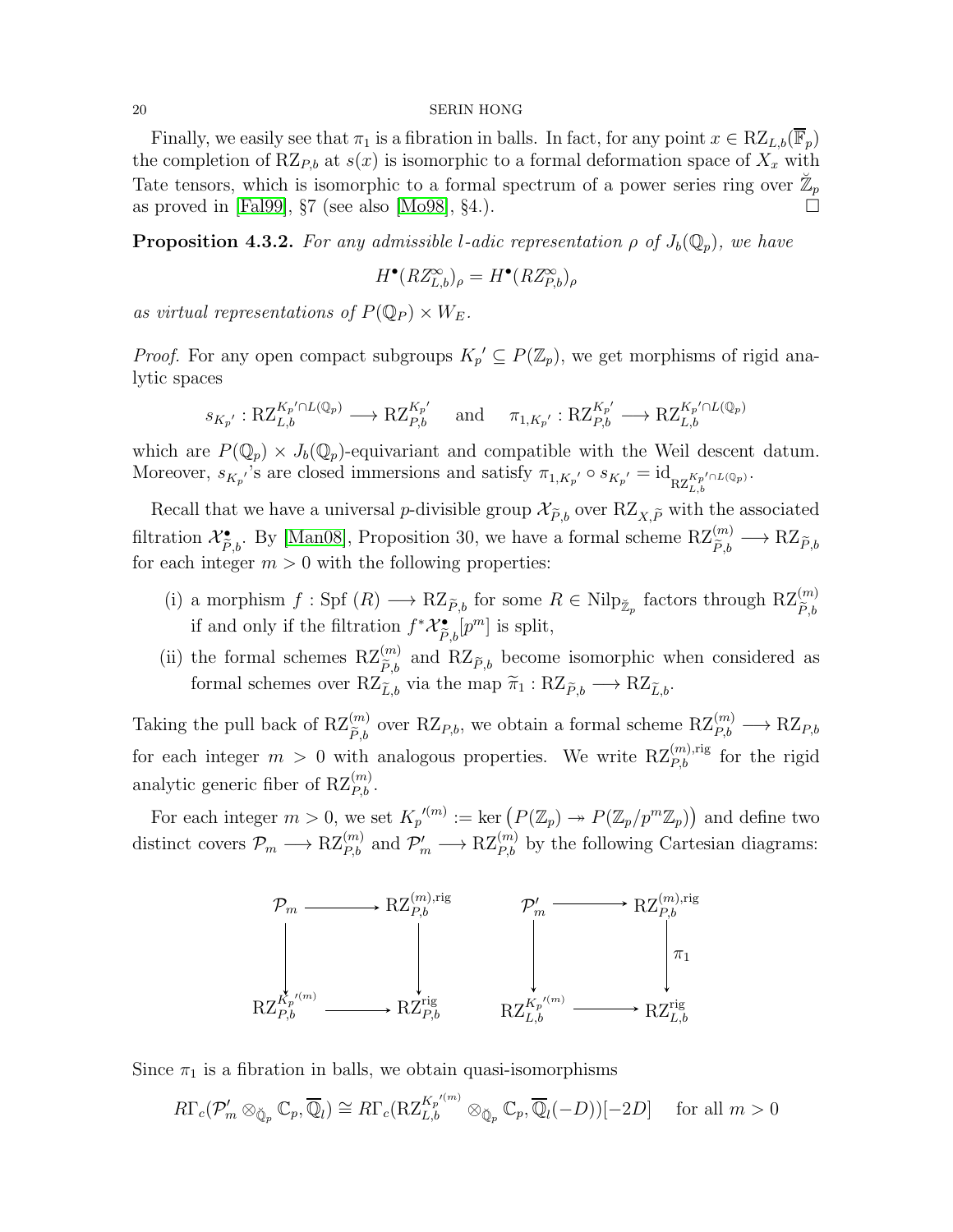Finally, we easily see that $\pi_1$ is a fibration in balls. In fact, for any point $x \in \mathrm{RZ}_{L,b}(\overline{\mathbb{F}}_p)$ the completion of $\mathrm{RZ}_{P,b}$ at $s(x)$ is isomorphic to a formal deformation space of $X_x$ with Tate tensors, which is isomorphic to a formal spectrum of a power series ring over $\breve{\mathbb{Z}}_p$ as proved in [Fal99], §7 (see also [Mo98], §4.). $\square$

**Proposition 4.3.2.** *For any admissible $l$-adic representation $\rho$ of $J_b(\mathbb{Q}_p)$, we have*

$$H^\bullet(RZ^\infty_{L,b})_\rho = H^\bullet(RZ^\infty_{P,b})_\rho$$

*as virtual representations of $P(\mathbb{Q}_P) \times W_E$.*

*Proof.* For any open compact subgroups $K_p{}' \subseteq P(\mathbb{Z}_p)$, we get morphisms of rigid analytic spaces

$$s_{K_p{}'} : \mathrm{RZ}_{L,b}^{K_p{}' \cap L(\mathbb{Q}_p)} \longrightarrow \mathrm{RZ}_{P,b}^{K_p{}'} \quad \text{and} \quad \pi_{1,K_p{}'} : \mathrm{RZ}_{P,b}^{K_p{}'} \longrightarrow \mathrm{RZ}_{L,b}^{K_p{}' \cap L(\mathbb{Q}_p)}$$

which are $P(\mathbb{Q}_p) \times J_b(\mathbb{Q}_p)$-equivariant and compatible with the Weil descent datum. Moreover, $s_{K_p{}'}$'s are closed immersions and satisfy $\pi_{1,K_p{}'} \circ s_{K_p{}'} = \mathrm{id}_{\mathrm{RZ}_{L,b}^{K_p{}' \cap L(\mathbb{Q}_p)}}$.

Recall that we have a universal $p$-divisible group $\mathcal{X}_{\widetilde{P},b}$ over $\mathrm{RZ}_{X,\widetilde{P}}$ with the associated filtration $\mathcal{X}^\bullet_{\widetilde{P},b}$. By [Man08], Proposition 30, we have a formal scheme $\mathrm{RZ}^{(m)}_{\widetilde{P},b} \longrightarrow \mathrm{RZ}_{\widetilde{P},b}$ for each integer $m > 0$ with the following properties:

- (i) a morphism $f : \mathrm{Spf}\,(R) \longrightarrow \mathrm{RZ}_{\widetilde{P},b}$ for some $R \in \mathrm{Nilp}_{\breve{\mathbb{Z}}_p}$ factors through $\mathrm{RZ}^{(m)}_{\widetilde{P},b}$ if and only if the filtration $f^*\mathcal{X}^\bullet_{\widetilde{P},b}[p^m]$ is split,
- (ii) the formal schemes $\mathrm{RZ}^{(m)}_{\widetilde{P},b}$ and $\mathrm{RZ}_{\widetilde{P},b}$ become isomorphic when considered as formal schemes over $\mathrm{RZ}_{\widetilde{L},b}$ via the map $\widetilde{\pi}_1 : \mathrm{RZ}_{\widetilde{P},b} \longrightarrow \mathrm{RZ}_{\widetilde{L},b}$.

Taking the pull back of $\mathrm{RZ}^{(m)}_{\widetilde{P},b}$ over $\mathrm{RZ}_{P,b}$, we obtain a formal scheme $\mathrm{RZ}^{(m)}_{P,b} \longrightarrow \mathrm{RZ}_{P,b}$ for each integer $m > 0$ with analogous properties. We write $\mathrm{RZ}^{(m),\mathrm{rig}}_{P,b}$ for the rigid analytic generic fiber of $\mathrm{RZ}^{(m)}_{P,b}$.

For each integer $m > 0$, we set $K_p{}'^{(m)} := \ker\left(P(\mathbb{Z}_p) \twoheadrightarrow P(\mathbb{Z}_p/p^m\mathbb{Z}_p)\right)$ and define two distinct covers $\mathcal{P}_m \longrightarrow \mathrm{RZ}^{(m)}_{P,b}$ and $\mathcal{P}'_m \longrightarrow \mathrm{RZ}^{(m)}_{P,b}$ by the following Cartesian diagrams:

$$\begin{array}{ccc} \mathcal{P}_m & \longrightarrow & \mathrm{RZ}^{(m),\mathrm{rig}}_{P,b} \\ \downarrow & & \downarrow \\ \mathrm{RZ}^{K_p{}'^{(m)}}_{P,b} & \longrightarrow & \mathrm{RZ}^{\mathrm{rig}}_{P,b} \end{array} \qquad \begin{array}{ccc} \mathcal{P}'_m & \longrightarrow & \mathrm{RZ}^{(m),\mathrm{rig}}_{P,b} \\ \downarrow & & \downarrow \pi_1 \\ \mathrm{RZ}^{K_p{}'^{(m)}}_{L,b} & \longrightarrow & \mathrm{RZ}^{\mathrm{rig}}_{L,b} \end{array}$$

Since $\pi_1$ is a fibration in balls, we obtain quasi-isomorphisms

$$R\Gamma_c(\mathcal{P}'_m \otimes_{\breve{\mathbb{Q}}_p} \mathbb{C}_p, \overline{\mathbb{Q}}_l) \cong R\Gamma_c(\mathrm{RZ}^{K_p{}'^{(m)}}_{L,b} \otimes_{\breve{\mathbb{Q}}_p} \mathbb{C}_p, \overline{\mathbb{Q}}_l(-D))[-2D] \quad \text{for all } m > 0$$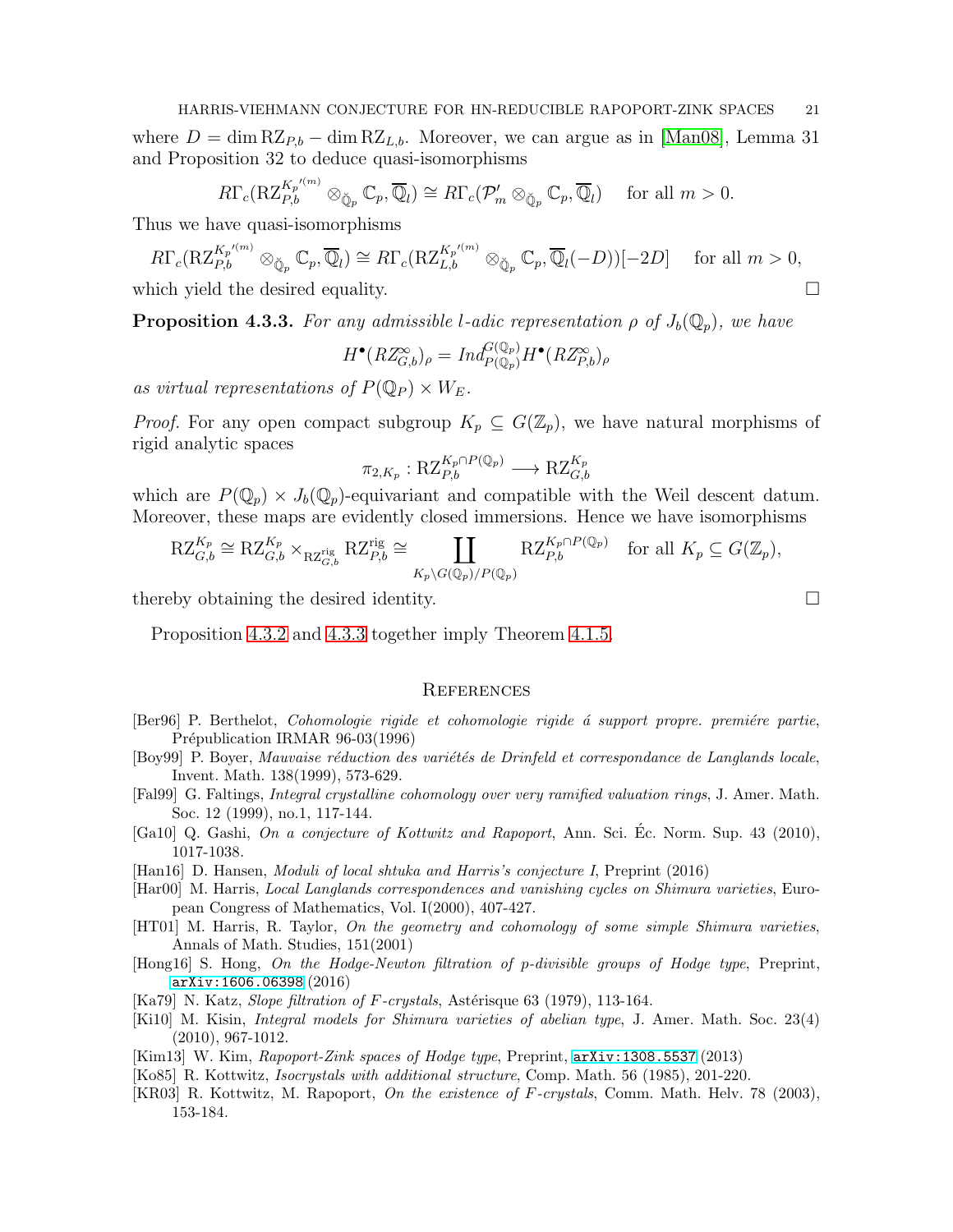where $D = \dim \mathrm{RZ}_{P,b} - \dim \mathrm{RZ}_{L,b}$. Moreover, we can argue as in [Man08], Lemma 31 and Proposition 32 to deduce quasi-isomorphisms

$$R\Gamma_c(\mathrm{RZ}_{P,b}^{K_p{}'^{(m)}} \otimes_{\breve{\mathbb{Q}}_p} \mathbb{C}_p, \overline{\mathbb{Q}}_l) \cong R\Gamma_c(\mathcal{P}'_m \otimes_{\breve{\mathbb{Q}}_p} \mathbb{C}_p, \overline{\mathbb{Q}}_l) \quad \text{for all } m > 0.$$

Thus we have quasi-isomorphisms

$$R\Gamma_c(\mathrm{RZ}_{P,b}^{K_p{}'^{(m)}} \otimes_{\breve{\mathbb{Q}}_p} \mathbb{C}_p, \overline{\mathbb{Q}}_l) \cong R\Gamma_c(\mathrm{RZ}_{L,b}^{K_p{}'^{(m)}} \otimes_{\breve{\mathbb{Q}}_p} \mathbb{C}_p, \overline{\mathbb{Q}}_l(-D))[-2D] \quad \text{for all } m > 0,$$

which yield the desired equality. ∎

**Proposition 4.3.3.** *For any admissible $l$-adic representation $\rho$ of $J_b(\mathbb{Q}_p)$, we have*

$$H^\bullet(RZ^\infty_{G,b})_\rho = Ind_{P(\mathbb{Q}_p)}^{G(\mathbb{Q}_p)} H^\bullet(RZ^\infty_{P,b})_\rho$$

*as virtual representations of $P(\mathbb{Q}_P) \times W_E$.*

*Proof.* For any open compact subgroup $K_p \subseteq G(\mathbb{Z}_p)$, we have natural morphisms of rigid analytic spaces

$$\pi_{2,K_p} : \mathrm{RZ}_{P,b}^{K_p \cap P(\mathbb{Q}_p)} \longrightarrow \mathrm{RZ}_{G,b}^{K_p}$$

which are $P(\mathbb{Q}_p) \times J_b(\mathbb{Q}_p)$-equivariant and compatible with the Weil descent datum. Moreover, these maps are evidently closed immersions. Hence we have isomorphisms

$$\mathrm{RZ}_{G,b}^{K_p} \cong \mathrm{RZ}_{G,b}^{K_p} \times_{\mathrm{RZ}_{G,b}^{\mathrm{rig}}} \mathrm{RZ}_{P,b}^{\mathrm{rig}} \cong \coprod_{K_p \backslash G(\mathbb{Q}_p)/P(\mathbb{Q}_p)} \mathrm{RZ}_{P,b}^{K_p \cap P(\mathbb{Q}_p)} \quad \text{for all } K_p \subseteq G(\mathbb{Z}_p),$$

thereby obtaining the desired identity. ∎

Proposition 4.3.2 and 4.3.3 together imply Theorem 4.1.5.

## References

[Ber96] P. Berthelot, *Cohomologie rigide et cohomologie rigide á support propre. premiére partie*, Prépublication IRMAR 96-03(1996)

[Boy99] P. Boyer, *Mauvaise réduction des variétés de Drinfeld et correspondance de Langlands locale*, Invent. Math. 138(1999), 573-629.

[Fal99] G. Faltings, *Integral crystalline cohomology over very ramified valuation rings*, J. Amer. Math. Soc. 12 (1999), no.1, 117-144.

[Ga10] Q. Gashi, *On a conjecture of Kottwitz and Rapoport*, Ann. Sci. Éc. Norm. Sup. 43 (2010), 1017-1038.

[Han16] D. Hansen, *Moduli of local shtuka and Harris's conjecture I*, Preprint (2016)

[Har00] M. Harris, *Local Langlands correspondences and vanishing cycles on Shimura varieties*, European Congress of Mathematics, Vol. I(2000), 407-427.

[HT01] M. Harris, R. Taylor, *On the geometry and cohomology of some simple Shimura varieties*, Annals of Math. Studies, 151(2001)

[Hong16] S. Hong, *On the Hodge-Newton filtration of p-divisible groups of Hodge type*, Preprint, arXiv:1606.06398 (2016)

[Ka79] N. Katz, *Slope filtration of F-crystals*, Astérisque 63 (1979), 113-164.

[Ki10] M. Kisin, *Integral models for Shimura varieties of abelian type*, J. Amer. Math. Soc. 23(4) (2010), 967-1012.

[Kim13] W. Kim, *Rapoport-Zink spaces of Hodge type*, Preprint, arXiv:1308.5537 (2013)

[Ko85] R. Kottwitz, *Isocrystals with additional structure*, Comp. Math. 56 (1985), 201-220.

[KR03] R. Kottwitz, M. Rapoport, *On the existence of F-crystals*, Comm. Math. Helv. 78 (2003), 153-184.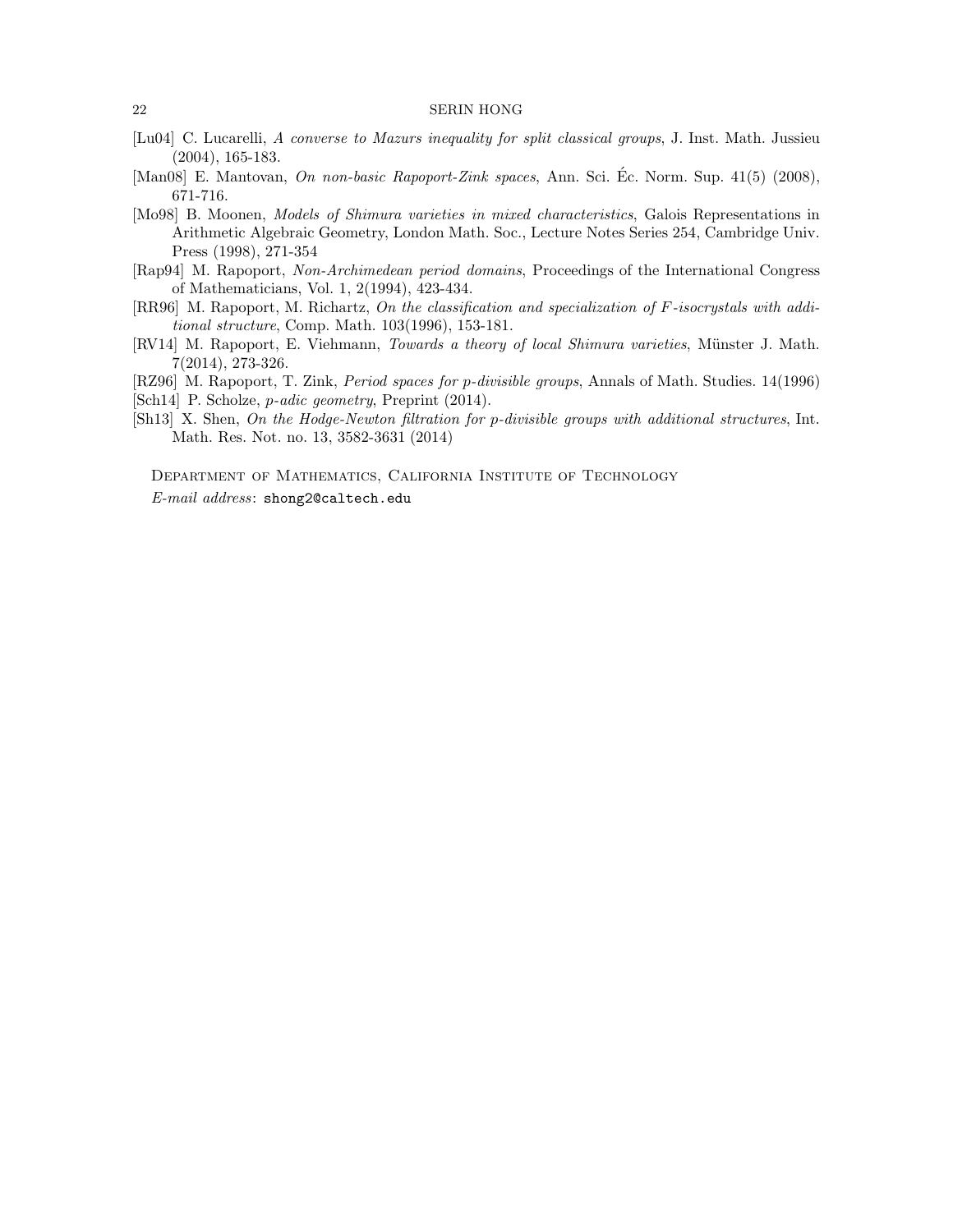[Lu04] C. Lucarelli, *A converse to Mazurs inequality for split classical groups*, J. Inst. Math. Jussieu (2004), 165-183.

[Man08] E. Mantovan, *On non-basic Rapoport-Zink spaces*, Ann. Sci. Éc. Norm. Sup. 41(5) (2008), 671-716.

[Mo98] B. Moonen, *Models of Shimura varieties in mixed characteristics*, Galois Representations in Arithmetic Algebraic Geometry, London Math. Soc., Lecture Notes Series 254, Cambridge Univ. Press (1998), 271-354

[Rap94] M. Rapoport, *Non-Archimedean period domains*, Proceedings of the International Congress of Mathematicians, Vol. 1, 2(1994), 423-434.

[RR96] M. Rapoport, M. Richartz, *On the classification and specialization of $F$-isocrystals with additional structure*, Comp. Math. 103(1996), 153-181.

[RV14] M. Rapoport, E. Viehmann, *Towards a theory of local Shimura varieties*, Münster J. Math. 7(2014), 273-326.

[RZ96] M. Rapoport, T. Zink, *Period spaces for $p$-divisible groups*, Annals of Math. Studies. 14(1996)

[Sch14] P. Scholze, *$p$-adic geometry*, Preprint (2014).

[Sh13] X. Shen, *On the Hodge-Newton filtration for $p$-divisible groups with additional structures*, Int. Math. Res. Not. no. 13, 3582-3631 (2014)

Department of Mathematics, California Institute of Technology

*E-mail address*: shong2@caltech.edu